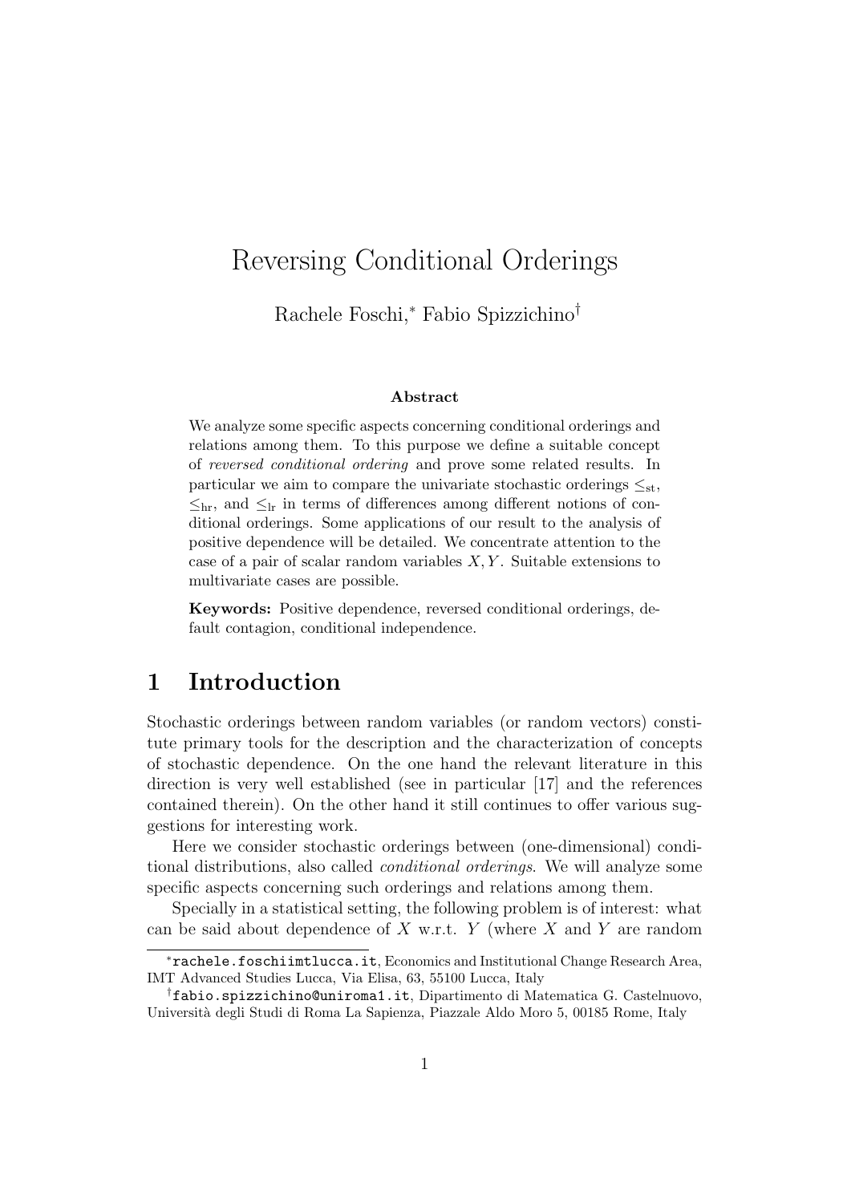# Reversing Conditional Orderings

Rachele Foschi,[*] Fabio Spizzichino[†]

### Abstract

We analyze some specific aspects concerning conditional orderings and relations among them. To this purpose we define a suitable concept of *reversed conditional ordering* and prove some related results. In particular we aim to compare the univariate stochastic orderings $\leq_{\text{st}}$, $\leq_{\text{hr}}$, and $\leq_{\text{lr}}$ in terms of differences among different notions of conditional orderings. Some applications of our result to the analysis of positive dependence will be detailed. We concentrate attention to the case of a pair of scalar random variables $X, Y$. Suitable extensions to multivariate cases are possible.

**Keywords:** Positive dependence, reversed conditional orderings, default contagion, conditional independence.

## 1 Introduction

Stochastic orderings between random variables (or random vectors) constitute primary tools for the description and the characterization of concepts of stochastic dependence. On the one hand the relevant literature in this direction is very well established (see in particular [17] and the references contained therein). On the other hand it still continues to offer various suggestions for interesting work.

Here we consider stochastic orderings between (one-dimensional) conditional distributions, also called *conditional orderings*. We will analyze some specific aspects concerning such orderings and relations among them.

Specially in a statistical setting, the following problem is of interest: what can be said about dependence of $X$ w.r.t. $Y$ (where $X$ and $Y$ are random

[*] `rachele.foschiimtlucca.it`, Economics and Institutional Change Research Area, IMT Advanced Studies Lucca, Via Elisa, 63, 55100 Lucca, Italy

[†] `fabio.spizzichino@uniroma1.it`, Dipartimento di Matematica G. Castelnuovo, Università degli Studi di Roma La Sapienza, Piazzale Aldo Moro 5, 00185 Rome, Italy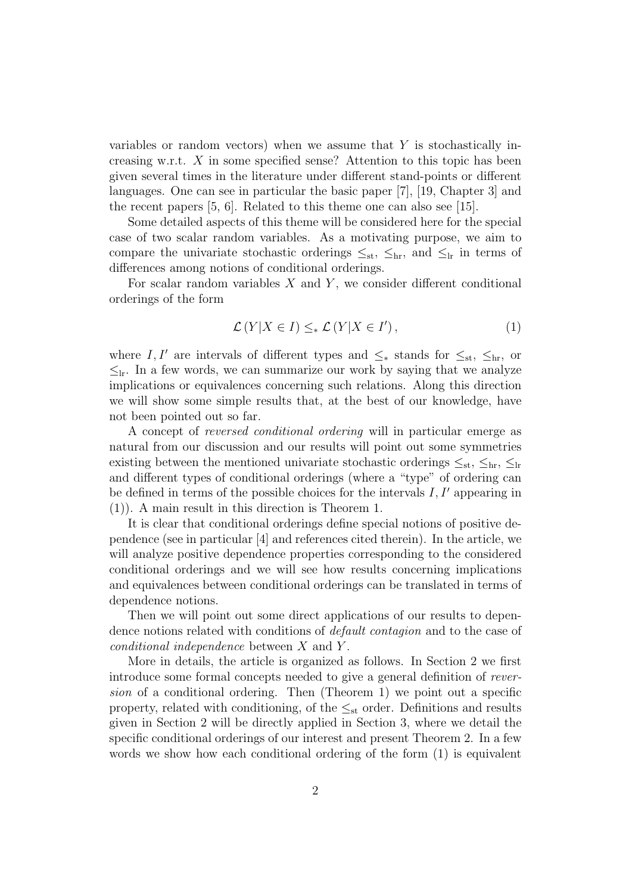variables or random vectors) when we assume that $Y$ is stochastically increasing w.r.t. $X$ in some specified sense? Attention to this topic has been given several times in the literature under different stand-points or different languages. One can see in particular the basic paper [7], [19, Chapter 3] and the recent papers [5, 6]. Related to this theme one can also see [15].

Some detailed aspects of this theme will be considered here for the special case of two scalar random variables. As a motivating purpose, we aim to compare the univariate stochastic orderings $\leq_{\mathrm{st}}$, $\leq_{\mathrm{hr}}$, and $\leq_{\mathrm{lr}}$ in terms of differences among notions of conditional orderings.

For scalar random variables $X$ and $Y$, we consider different conditional orderings of the form

$$\mathcal{L}\left(Y|X \in I\right) \leq_{*} \mathcal{L}\left(Y|X \in I'\right), \tag{1}$$

where $I, I'$ are intervals of different types and $\leq_{*}$ stands for $\leq_{\mathrm{st}}$, $\leq_{\mathrm{hr}}$, or $\leq_{\mathrm{lr}}$. In a few words, we can summarize our work by saying that we analyze implications or equivalences concerning such relations. Along this direction we will show some simple results that, at the best of our knowledge, have not been pointed out so far.

A concept of *reversed conditional ordering* will in particular emerge as natural from our discussion and our results will point out some symmetries existing between the mentioned univariate stochastic orderings $\leq_{\mathrm{st}}$, $\leq_{\mathrm{hr}}$, $\leq_{\mathrm{lr}}$ and different types of conditional orderings (where a "type" of ordering can be defined in terms of the possible choices for the intervals $I, I'$ appearing in (1)). A main result in this direction is Theorem 1.

It is clear that conditional orderings define special notions of positive dependence (see in particular [4] and references cited therein). In the article, we will analyze positive dependence properties corresponding to the considered conditional orderings and we will see how results concerning implications and equivalences between conditional orderings can be translated in terms of dependence notions.

Then we will point out some direct applications of our results to dependence notions related with conditions of *default contagion* and to the case of *conditional independence* between $X$ and $Y$.

More in details, the article is organized as follows. In Section 2 we first introduce some formal concepts needed to give a general definition of *reversion* of a conditional ordering. Then (Theorem 1) we point out a specific property, related with conditioning, of the $\leq_{\mathrm{st}}$ order. Definitions and results given in Section 2 will be directly applied in Section 3, where we detail the specific conditional orderings of our interest and present Theorem 2. In a few words we show how each conditional ordering of the form (1) is equivalent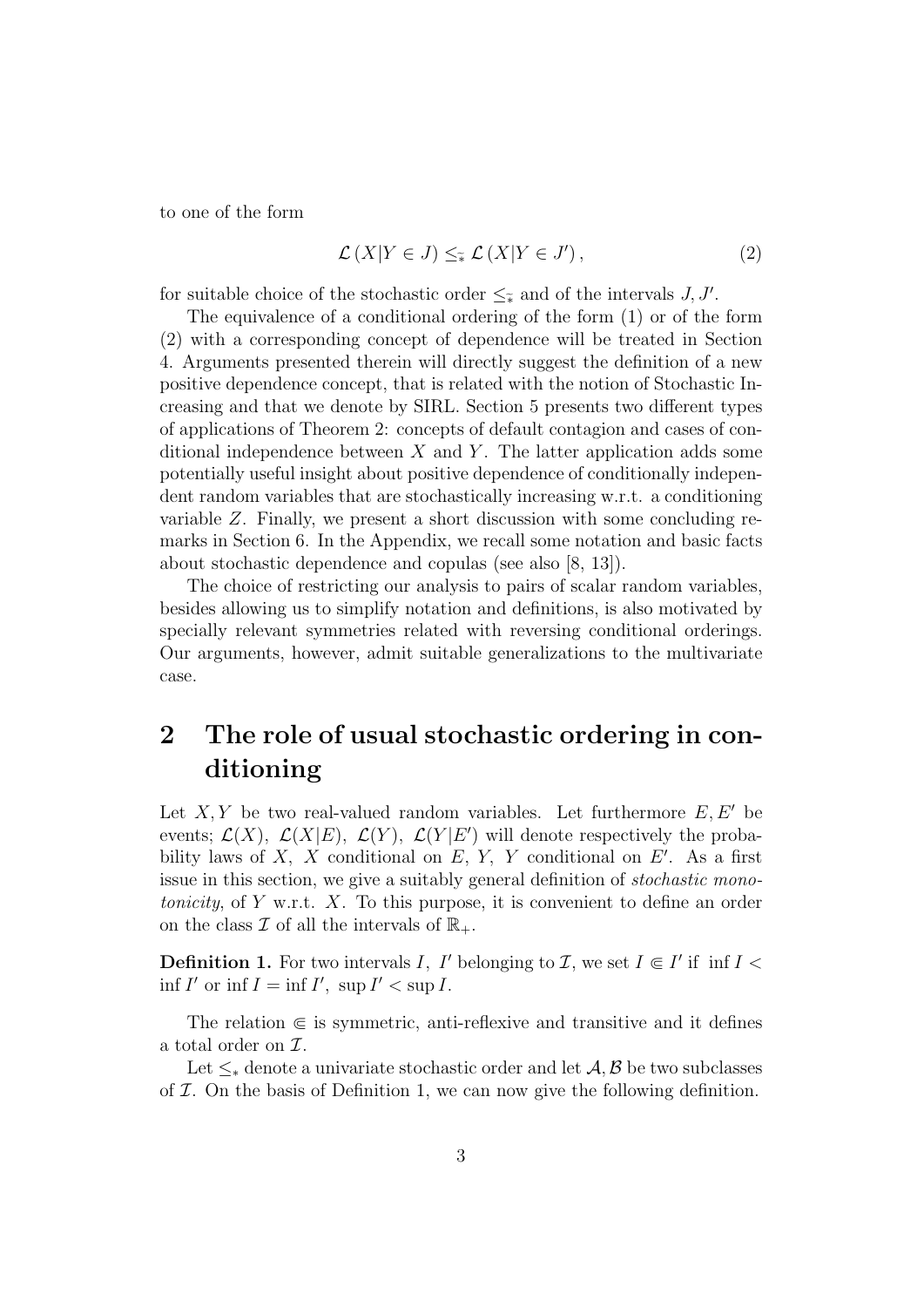to one of the form

$$\mathcal{L}\left(X|Y \in J\right) \leq_{\tilde{*}} \mathcal{L}\left(X|Y \in J'\right), \tag{2}$$

for suitable choice of the stochastic order $\leq_{\tilde{*}}$ and of the intervals $J, J'$.

The equivalence of a conditional ordering of the form (1) or of the form (2) with a corresponding concept of dependence will be treated in Section 4. Arguments presented therein will directly suggest the definition of a new positive dependence concept, that is related with the notion of Stochastic Increasing and that we denote by SIRL. Section 5 presents two different types of applications of Theorem 2: concepts of default contagion and cases of conditional independence between $X$ and $Y$. The latter application adds some potentially useful insight about positive dependence of conditionally independent random variables that are stochastically increasing w.r.t. a conditioning variable $Z$. Finally, we present a short discussion with some concluding remarks in Section 6. In the Appendix, we recall some notation and basic facts about stochastic dependence and copulas (see also [8, 13]).

The choice of restricting our analysis to pairs of scalar random variables, besides allowing us to simplify notation and definitions, is also motivated by specially relevant symmetries related with reversing conditional orderings. Our arguments, however, admit suitable generalizations to the multivariate case.

# 2 The role of usual stochastic ordering in conditioning

Let $X, Y$ be two real-valued random variables. Let furthermore $E, E'$ be events; $\mathcal{L}(X)$, $\mathcal{L}(X|E)$, $\mathcal{L}(Y)$, $\mathcal{L}(Y|E')$ will denote respectively the probability laws of $X$, $X$ conditional on $E$, $Y$, $Y$ conditional on $E'$. As a first issue in this section, we give a suitably general definition of *stochastic monotonicity*, of $Y$ w.r.t. $X$. To this purpose, it is convenient to define an order on the class $\mathcal{I}$ of all the intervals of $\mathbb{R}_+$.

**Definition 1.** For two intervals $I$, $I'$ belonging to $\mathcal{I}$, we set $I \Subset I'$ if $\inf I < \inf I'$ or $\inf I = \inf I'$, $\sup I' < \sup I$.

The relation $\Subset$ is symmetric, anti-reflexive and transitive and it defines a total order on $\mathcal{I}$.

Let $\leq_*$ denote a univariate stochastic order and let $\mathcal{A}, \mathcal{B}$ be two subclasses of $\mathcal{I}$. On the basis of Definition 1, we can now give the following definition.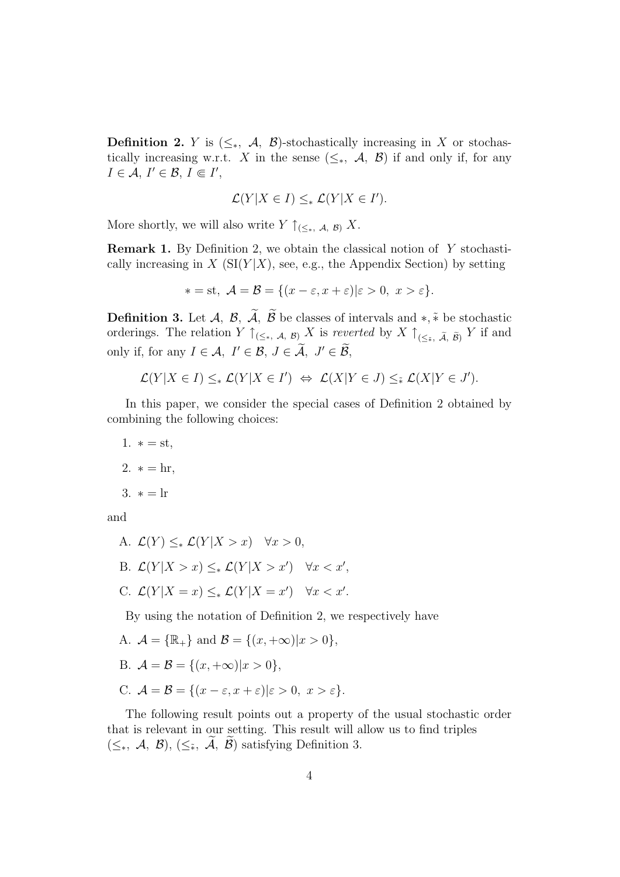**Definition 2.** $Y$ is $(\leq_*,\ \mathcal{A},\ \mathcal{B})$-stochastically increasing in $X$ or stochastically increasing w.r.t. $X$ in the sense $(\leq_*,\ \mathcal{A},\ \mathcal{B})$ if and only if, for any $I \in \mathcal{A}$, $I' \in \mathcal{B}$, $I \Subset I'$,

$$\mathcal{L}(Y|X \in I) \leq_* \mathcal{L}(Y|X \in I').$$

More shortly, we will also write $Y \uparrow_{(\leq_*,\ \mathcal{A},\ \mathcal{B})} X$.

**Remark 1.** By Definition 2, we obtain the classical notion of $Y$ stochastically increasing in $X$ ($\mathrm{SI}(Y|X)$, see, e.g., the Appendix Section) by setting

$$* = \mathrm{st},\ \mathcal{A} = \mathcal{B} = \{(x-\varepsilon, x+\varepsilon)|\varepsilon > 0,\ x > \varepsilon\}.$$

**Definition 3.** Let $\mathcal{A},\ \mathcal{B},\ \widetilde{\mathcal{A}},\ \widetilde{\mathcal{B}}$ be classes of intervals and $*, \tilde{*}$ be stochastic orderings. The relation $Y \uparrow_{(\leq_*,\ \mathcal{A},\ \mathcal{B})} X$ is *reverted* by $X \uparrow_{(\leq_{\tilde{*}},\ \tilde{\mathcal{A}},\ \tilde{\mathcal{B}})} Y$ if and only if, for any $I \in \mathcal{A},\ I' \in \mathcal{B},\ J \in \widetilde{\mathcal{A}},\ J' \in \widetilde{\mathcal{B}}$,

$$\mathcal{L}(Y|X \in I) \leq_* \mathcal{L}(Y|X \in I') \ \Leftrightarrow\ \mathcal{L}(X|Y \in J) \leq_{\tilde{*}} \mathcal{L}(X|Y \in J').$$

In this paper, we consider the special cases of Definition 2 obtained by combining the following choices:

1. $* = \mathrm{st}$,
2. $* = \mathrm{hr}$,
3. $* = \mathrm{lr}$

and

A. $\mathcal{L}(Y) \leq_* \mathcal{L}(Y|X > x) \quad \forall x > 0$,

B. $\mathcal{L}(Y|X > x) \leq_* \mathcal{L}(Y|X > x') \quad \forall x < x'$,

C. $\mathcal{L}(Y|X = x) \leq_* \mathcal{L}(Y|X = x') \quad \forall x < x'$.

By using the notation of Definition 2, we respectively have

A. $\mathcal{A} = \{\mathbb{R}_+\}$ and $\mathcal{B} = \{(x, +\infty)|x > 0\}$,

B. $\mathcal{A} = \mathcal{B} = \{(x, +\infty)|x > 0\}$,

C. $\mathcal{A} = \mathcal{B} = \{(x-\varepsilon, x+\varepsilon)|\varepsilon > 0,\ x > \varepsilon\}$.

The following result points out a property of the usual stochastic order that is relevant in our setting. This result will allow us to find triples $(\leq_*,\ \mathcal{A},\ \mathcal{B})$, $(\leq_{\tilde{*}},\ \widetilde{\mathcal{A}},\ \widetilde{\mathcal{B}})$ satisfying Definition 3.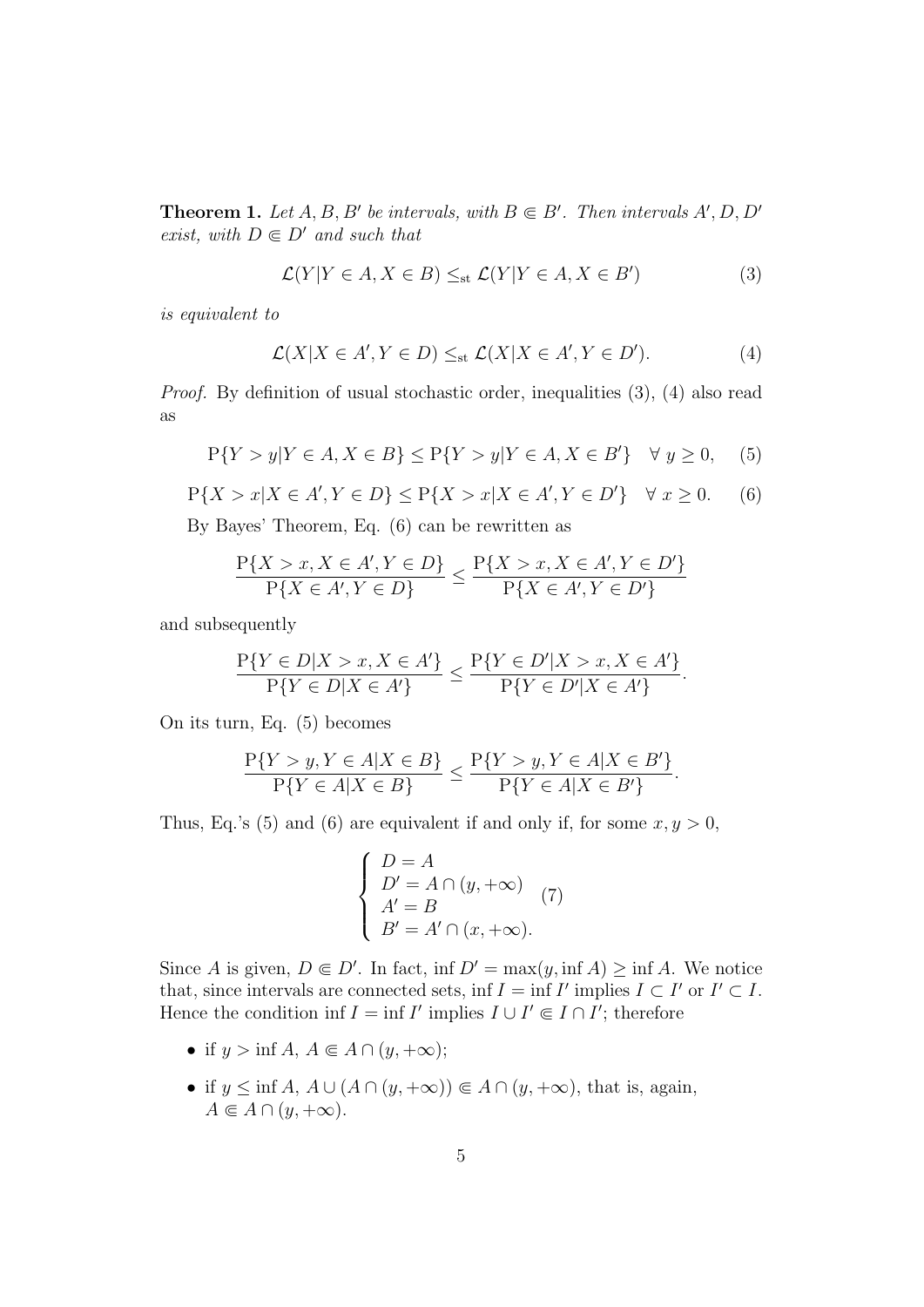**Theorem 1.** *Let $A, B, B'$ be intervals, with $B \Subset B'$. Then intervals $A', D, D'$ exist, with $D \Subset D'$ and such that*

$$\mathcal{L}(Y|Y \in A, X \in B) \leq_{\text{st}} \mathcal{L}(Y|Y \in A, X \in B') \tag{3}$$

*is equivalent to*

$$\mathcal{L}(X|X \in A', Y \in D) \leq_{\text{st}} \mathcal{L}(X|X \in A', Y \in D'). \tag{4}$$

*Proof.* By definition of usual stochastic order, inequalities (3), (4) also read as

$$\mathrm{P}\{Y > y|Y \in A, X \in B\} \leq \mathrm{P}\{Y > y|Y \in A, X \in B'\} \quad \forall\ y \geq 0, \tag{5}$$

$$\mathrm{P}\{X > x|X \in A', Y \in D\} \leq \mathrm{P}\{X > x|X \in A', Y \in D'\} \quad \forall\ x \geq 0. \tag{6}$$

By Bayes' Theorem, Eq. (6) can be rewritten as

$$\frac{\mathrm{P}\{X > x, X \in A', Y \in D\}}{\mathrm{P}\{X \in A', Y \in D\}} \leq \frac{\mathrm{P}\{X > x, X \in A', Y \in D'\}}{\mathrm{P}\{X \in A', Y \in D'\}}$$

and subsequently

$$\frac{\mathrm{P}\{Y \in D|X > x, X \in A'\}}{\mathrm{P}\{Y \in D|X \in A'\}} \leq \frac{\mathrm{P}\{Y \in D'|X > x, X \in A'\}}{\mathrm{P}\{Y \in D'|X \in A'\}}.$$

On its turn, Eq. (5) becomes

$$\frac{\mathrm{P}\{Y > y, Y \in A|X \in B\}}{\mathrm{P}\{Y \in A|X \in B\}} \leq \frac{\mathrm{P}\{Y > y, Y \in A|X \in B'\}}{\mathrm{P}\{Y \in A|X \in B'\}}.$$

Thus, Eq.'s (5) and (6) are equivalent if and only if, for some $x, y > 0$,

$$\begin{cases} D = A \\ D' = A \cap (y, +\infty) \\ A' = B \\ B' = A' \cap (x, +\infty). \end{cases} \tag{7}$$

Since $A$ is given, $D \Subset D'$. In fact, $\inf D' = \max(y, \inf A) \geq \inf A$. We notice that, since intervals are connected sets, $\inf I = \inf I'$ implies $I \subset I'$ or $I' \subset I$. Hence the condition $\inf I = \inf I'$ implies $I \cup I' \Subset I \cap I'$; therefore

- if $y > \inf A$, $A \Subset A \cap (y, +\infty)$;
- if $y \leq \inf A$, $A \cup (A \cap (y, +\infty)) \Subset A \cap (y, +\infty)$, that is, again, $A \Subset A \cap (y, +\infty)$.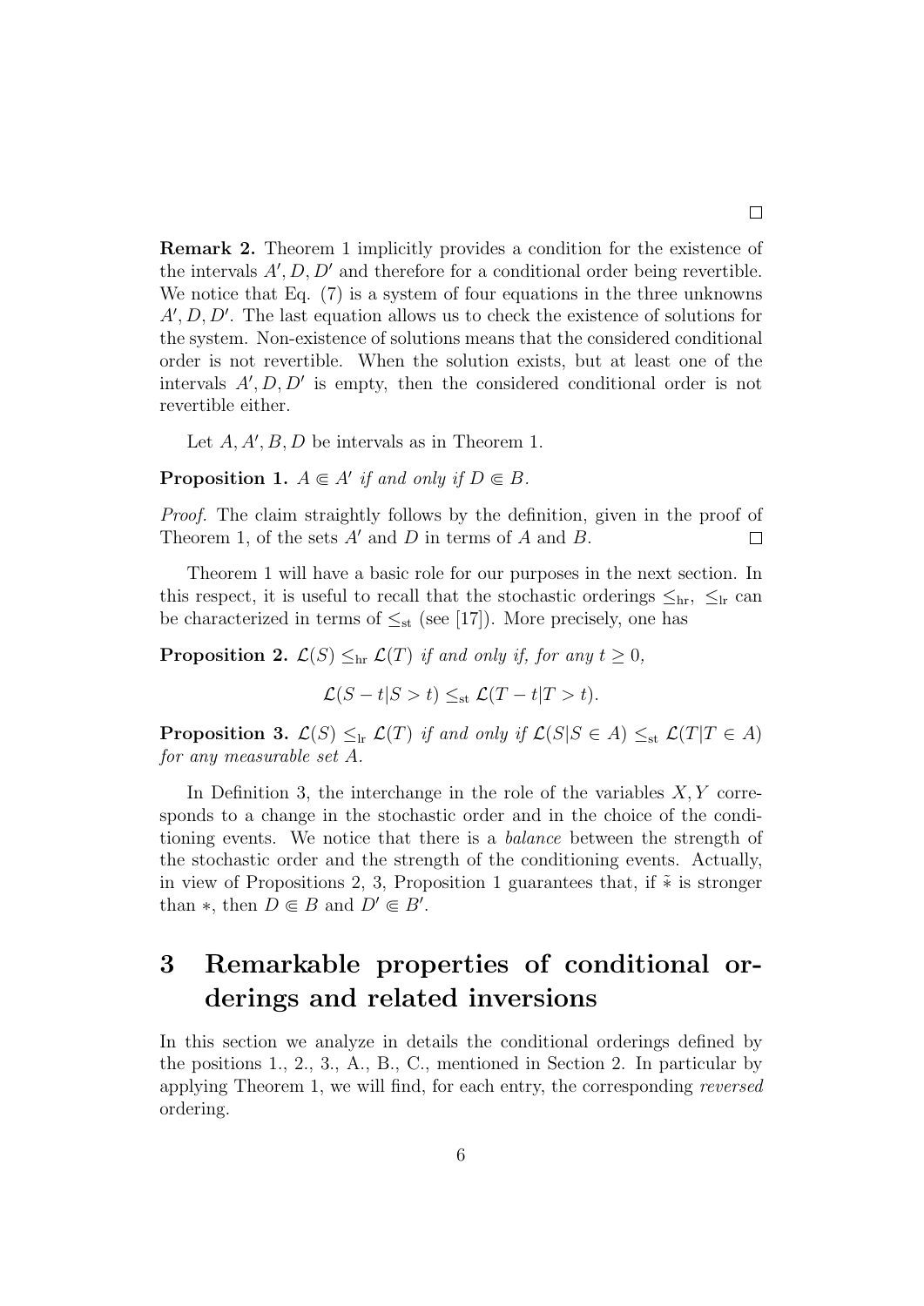□

**Remark 2.** Theorem 1 implicitly provides a condition for the existence of the intervals $A', D, D'$ and therefore for a conditional order being revertible. We notice that Eq. (7) is a system of four equations in the three unknowns $A', D, D'$. The last equation allows us to check the existence of solutions for the system. Non-existence of solutions means that the considered conditional order is not revertible. When the solution exists, but at least one of the intervals $A', D, D'$ is empty, then the considered conditional order is not revertible either.

Let $A, A', B, D$ be intervals as in Theorem 1.

**Proposition 1.** *$A \Subset A'$ if and only if $D \Subset B$.*

*Proof.* The claim straightly follows by the definition, given in the proof of Theorem 1, of the sets $A'$ and $D$ in terms of $A$ and $B$. □

Theorem 1 will have a basic role for our purposes in the next section. In this respect, it is useful to recall that the stochastic orderings $\leq_{\text{hr}}$, $\leq_{\text{lr}}$ can be characterized in terms of $\leq_{\text{st}}$ (see [17]). More precisely, one has

**Proposition 2.** *$\mathcal{L}(S) \leq_{\text{hr}} \mathcal{L}(T)$ if and only if, for any $t \geq 0$,*

$$\mathcal{L}(S - t | S > t) \leq_{\text{st}} \mathcal{L}(T - t | T > t).$$

**Proposition 3.** *$\mathcal{L}(S) \leq_{\text{lr}} \mathcal{L}(T)$ if and only if $\mathcal{L}(S | S \in A) \leq_{\text{st}} \mathcal{L}(T | T \in A)$ for any measurable set $A$.*

In Definition 3, the interchange in the role of the variables $X, Y$ corresponds to a change in the stochastic order and in the choice of the conditioning events. We notice that there is a *balance* between the strength of the stochastic order and the strength of the conditioning events. Actually, in view of Propositions 2, 3, Proposition 1 guarantees that, if $\tilde{*}$ is stronger than $*$, then $D \Subset B$ and $D' \Subset B'$.

# 3 Remarkable properties of conditional orderings and related inversions

In this section we analyze in details the conditional orderings defined by the positions 1., 2., 3., A., B., C., mentioned in Section 2. In particular by applying Theorem 1, we will find, for each entry, the corresponding *reversed* ordering.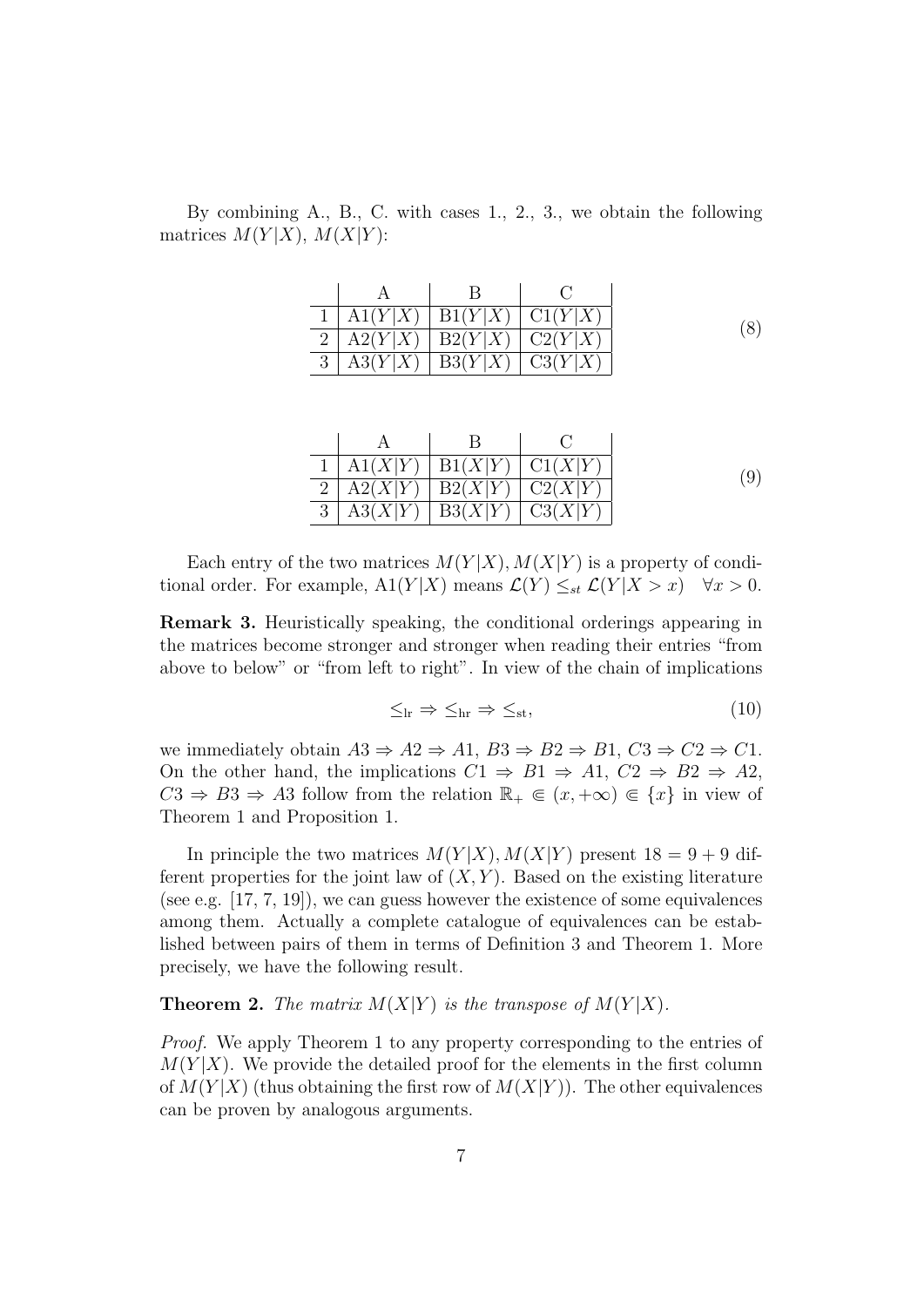By combining A., B., C. with cases 1., 2., 3., we obtain the following matrices $M(Y|X)$, $M(X|Y)$:

|   | A | B | C |
|---|---|---|---|
| 1 | A1$(Y|X)$ | B1$(Y|X)$ | C1$(Y|X)$ |
| 2 | A2$(Y|X)$ | B2$(Y|X)$ | C2$(Y|X)$ |
| 3 | A3$(Y|X)$ | B3$(Y|X)$ | C3$(Y|X)$ |

(8)

|   | A | B | C |
|---|---|---|---|
| 1 | A1$(X|Y)$ | B1$(X|Y)$ | C1$(X|Y)$ |
| 2 | A2$(X|Y)$ | B2$(X|Y)$ | C2$(X|Y)$ |
| 3 | A3$(X|Y)$ | B3$(X|Y)$ | C3$(X|Y)$ |

(9)

Each entry of the two matrices $M(Y|X), M(X|Y)$ is a property of conditional order. For example, A1$(Y|X)$ means $\mathcal{L}(Y) \leq_{st} \mathcal{L}(Y|X > x) \quad \forall x > 0$.

**Remark 3.** Heuristically speaking, the conditional orderings appearing in the matrices become stronger and stronger when reading their entries "from above to below" or "from left to right". In view of the chain of implications

$$\leq_{\text{lr}} \Rightarrow \leq_{\text{hr}} \Rightarrow \leq_{\text{st}}, \tag{10}$$

we immediately obtain $A3 \Rightarrow A2 \Rightarrow A1$, $B3 \Rightarrow B2 \Rightarrow B1$, $C3 \Rightarrow C2 \Rightarrow C1$. On the other hand, the implications $C1 \Rightarrow B1 \Rightarrow A1$, $C2 \Rightarrow B2 \Rightarrow A2$, $C3 \Rightarrow B3 \Rightarrow A3$ follow from the relation $\mathbb{R}_+ \Subset (x, +\infty) \Subset \{x\}$ in view of Theorem 1 and Proposition 1.

In principle the two matrices $M(Y|X), M(X|Y)$ present $18 = 9 + 9$ different properties for the joint law of $(X, Y)$. Based on the existing literature (see e.g. [17, 7, 19]), we can guess however the existence of some equivalences among them. Actually a complete catalogue of equivalences can be established between pairs of them in terms of Definition 3 and Theorem 1. More precisely, we have the following result.

**Theorem 2.** *The matrix $M(X|Y)$ is the transpose of $M(Y|X)$.*

*Proof.* We apply Theorem 1 to any property corresponding to the entries of $M(Y|X)$. We provide the detailed proof for the elements in the first column of $M(Y|X)$ (thus obtaining the first row of $M(X|Y)$). The other equivalences can be proven by analogous arguments.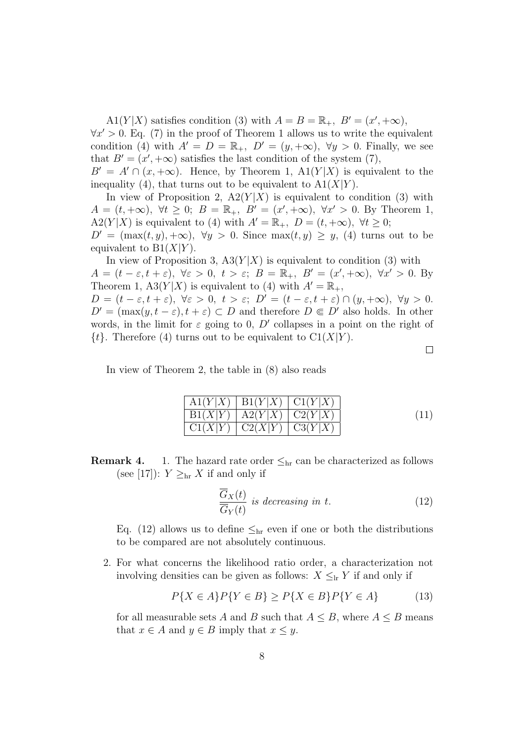A1$(Y|X)$ satisfies condition (3) with $A = B = \mathbb{R}_+,\ B' = (x', +\infty)$, $\forall x' > 0$. Eq. (7) in the proof of Theorem 1 allows us to write the equivalent condition (4) with $A' = D = \mathbb{R}_+,\ D' = (y, +\infty),\ \forall y > 0$. Finally, we see that $B' = (x', +\infty)$ satisfies the last condition of the system (7), $B' = A' \cap (x, +\infty)$. Hence, by Theorem 1, A1$(Y|X)$ is equivalent to the inequality (4), that turns out to be equivalent to A1$(X|Y)$.

In view of Proposition 2, A2$(Y|X)$ is equivalent to condition (3) with $A = (t, +\infty),\ \forall t \geq 0;\ B = \mathbb{R}_+,\ B' = (x', +\infty),\ \forall x' > 0$. By Theorem 1, A2$(Y|X)$ is equivalent to (4) with $A' = \mathbb{R}_+,\ D = (t, +\infty),\ \forall t \geq 0$; $D' = (\max(t, y), +\infty),\ \forall y > 0$. Since $\max(t, y) \geq y$, (4) turns out to be equivalent to B1$(X|Y)$.

In view of Proposition 3, A3$(Y|X)$ is equivalent to condition (3) with $A = (t - \varepsilon, t + \varepsilon),\ \forall \varepsilon > 0,\ t > \varepsilon;\ B = \mathbb{R}_+,\ B' = (x', +\infty),\ \forall x' > 0$. By Theorem 1, A3$(Y|X)$ is equivalent to (4) with $A' = \mathbb{R}_+$, $D = (t - \varepsilon, t + \varepsilon),\ \forall \varepsilon > 0,\ t > \varepsilon;\ D' = (t - \varepsilon, t + \varepsilon) \cap (y, +\infty),\ \forall y > 0$. $D' = (\max(y, t - \varepsilon), t + \varepsilon) \subset D$ and therefore $D \Supset D'$ also holds. In other words, in the limit for $\varepsilon$ going to 0, $D'$ collapses in a point on the right of $\{t\}$. Therefore (4) turns out to be equivalent to C1$(X|Y)$.

$\square$

In view of Theorem 2, the table in (8) also reads

| A1$(Y\|X)$ | B1$(Y\|X)$ | C1$(Y\|X)$ |
|---|---|---|
| B1$(X\|Y)$ | A2$(Y\|X)$ | C2$(Y\|X)$ |
| C1$(X\|Y)$ | C2$(X\|Y)$ | C3$(Y\|X)$ |

(11)

**Remark 4.**

1. The hazard rate order $\leq_{\text{hr}}$ can be characterized as follows (see [17]): $Y \geq_{\text{hr}} X$ if and only if

$$\frac{\overline{G}_X(t)}{\overline{G}_Y(t)} \text{ is decreasing in } t. \tag{12}$$

Eq. (12) allows us to define $\leq_{\text{hr}}$ even if one or both the distributions to be compared are not absolutely continuous.

2. For what concerns the likelihood ratio order, a characterization not involving densities can be given as follows: $X \leq_{\text{lr}} Y$ if and only if

$$P\{X \in A\}P\{Y \in B\} \geq P\{X \in B\}P\{Y \in A\} \tag{13}$$

for all measurable sets $A$ and $B$ such that $A \leq B$, where $A \leq B$ means that $x \in A$ and $y \in B$ imply that $x \leq y$.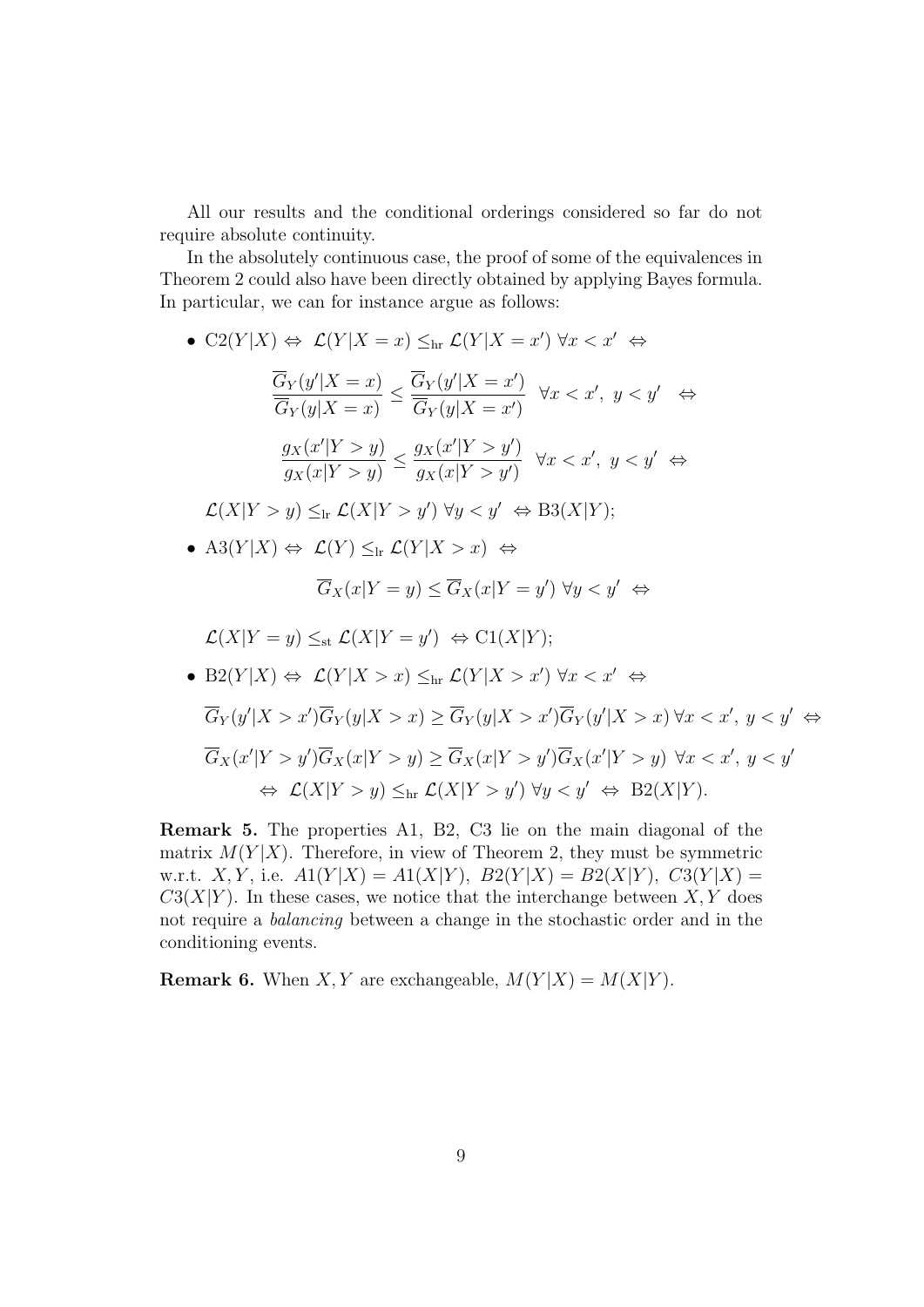All our results and the conditional orderings considered so far do not require absolute continuity.

In the absolutely continuous case, the proof of some of the equivalences in Theorem 2 could also have been directly obtained by applying Bayes formula. In particular, we can for instance argue as follows:

- $\mathrm{C2}(Y|X) \Leftrightarrow \mathcal{L}(Y|X=x) \leq_{\mathrm{hr}} \mathcal{L}(Y|X=x') \ \forall x < x' \ \Leftrightarrow$

$$\frac{\overline{G}_Y(y'|X=x)}{\overline{G}_Y(y|X=x)} \leq \frac{\overline{G}_Y(y'|X=x')}{\overline{G}_Y(y|X=x')} \ \ \forall x < x',\ y < y' \ \ \Leftrightarrow$$

$$\frac{g_X(x'|Y>y)}{g_X(x|Y>y)} \leq \frac{g_X(x'|Y>y')}{g_X(x|Y>y')} \ \ \forall x < x',\ y < y' \ \Leftrightarrow$$

  $\mathcal{L}(X|Y>y) \leq_{\mathrm{lr}} \mathcal{L}(X|Y>y') \ \forall y < y' \ \Leftrightarrow \mathrm{B3}(X|Y)$;

- $\mathrm{A3}(Y|X) \Leftrightarrow \mathcal{L}(Y) \leq_{\mathrm{lr}} \mathcal{L}(Y|X>x) \ \Leftrightarrow$

$$\overline{G}_X(x|Y=y) \leq \overline{G}_X(x|Y=y') \ \forall y < y' \ \Leftrightarrow$$

  $\mathcal{L}(X|Y=y) \leq_{\mathrm{st}} \mathcal{L}(X|Y=y') \ \Leftrightarrow \mathrm{C1}(X|Y)$;

- $\mathrm{B2}(Y|X) \Leftrightarrow \mathcal{L}(Y|X>x) \leq_{\mathrm{hr}} \mathcal{L}(Y|X>x') \ \forall x < x' \ \Leftrightarrow$

$$\overline{G}_Y(y'|X>x')\overline{G}_Y(y|X>x) \geq \overline{G}_Y(y|X>x')\overline{G}_Y(y'|X>x) \ \forall x < x',\ y < y' \ \Leftrightarrow$$

$$\overline{G}_X(x'|Y>y')\overline{G}_X(x|Y>y) \geq \overline{G}_X(x|Y>y')\overline{G}_X(x'|Y>y) \ \forall x < x',\ y < y'$$

$$\Leftrightarrow \ \mathcal{L}(X|Y>y) \leq_{\mathrm{hr}} \mathcal{L}(X|Y>y') \ \forall y < y' \ \Leftrightarrow \ \mathrm{B2}(X|Y).$$

**Remark 5.** The properties A1, B2, C3 lie on the main diagonal of the matrix $M(Y|X)$. Therefore, in view of Theorem 2, they must be symmetric w.r.t. $X, Y$, i.e. $A1(Y|X) = A1(X|Y)$, $B2(Y|X) = B2(X|Y)$, $C3(Y|X) = C3(X|Y)$. In these cases, we notice that the interchange between $X, Y$ does not require a *balancing* between a change in the stochastic order and in the conditioning events.

**Remark 6.** When $X, Y$ are exchangeable, $M(Y|X) = M(X|Y)$.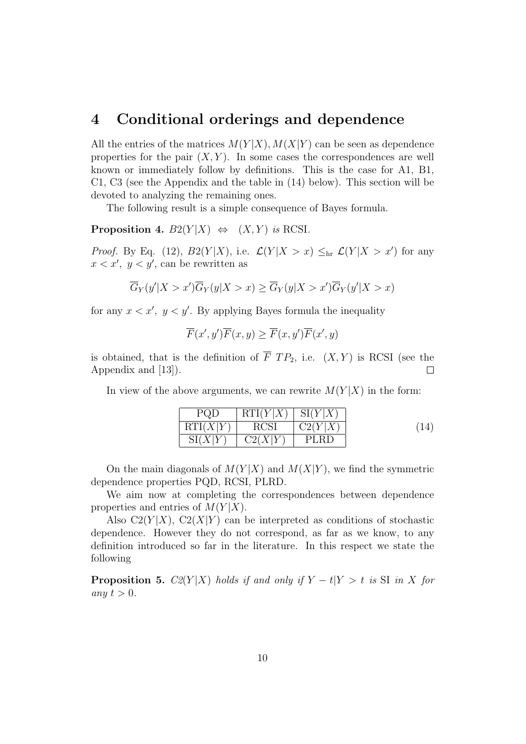# 4 Conditional orderings and dependence

All the entries of the matrices $M(Y|X), M(X|Y)$ can be seen as dependence properties for the pair $(X, Y)$. In some cases the correspondences are well known or immediately follow by definitions. This is the case for A1, B1, C1, C3 (see the Appendix and the table in (14) below). This section will be devoted to analyzing the remaining ones.

The following result is a simple consequence of Bayes formula.

**Proposition 4.** *$B2(Y|X) \;\Leftrightarrow\; (X, Y)$ is* RCSI.

*Proof.* By Eq. (12), $B2(Y|X)$, i.e. $\mathcal{L}(Y|X > x) \leq_{\text{hr}} \mathcal{L}(Y|X > x')$ for any $x < x',\; y < y'$, can be rewritten as

$$\overline{G}_Y(y'|X > x')\overline{G}_Y(y|X > x) \geq \overline{G}_Y(y|X > x')\overline{G}_Y(y'|X > x)$$

for any $x < x',\; y < y'$. By applying Bayes formula the inequality

$$\overline{F}(x', y')\overline{F}(x, y) \geq \overline{F}(x, y')\overline{F}(x', y)$$

is obtained, that is the definition of $\overline{F}$ $TP_2$, i.e. $(X, Y)$ is RCSI (see the Appendix and [13]). $\square$

In view of the above arguments, we can rewrite $M(Y|X)$ in the form:

$$\begin{array}{|c|c|c|}
\hline
\text{PQD} & \text{RTI}(Y|X) & \text{SI}(Y|X) \\
\hline
\text{RTI}(X|Y) & \text{RCSI} & \text{C2}(Y|X) \\
\hline
\text{SI}(X|Y) & \text{C2}(X|Y) & \text{PLRD} \\
\hline
\end{array} \tag{14}$$

On the main diagonals of $M(Y|X)$ and $M(X|Y)$, we find the symmetric dependence properties PQD, RCSI, PLRD.

We aim now at completing the correspondences between dependence properties and entries of $M(Y|X)$.

Also C2$(Y|X)$, C2$(X|Y)$ can be interpreted as conditions of stochastic dependence. However they do not correspond, as far as we know, to any definition introduced so far in the literature. In this respect we state the following

**Proposition 5.** *$C2(Y|X)$ holds if and only if $Y - t|Y > t$ is* SI *in $X$ for any $t > 0$.*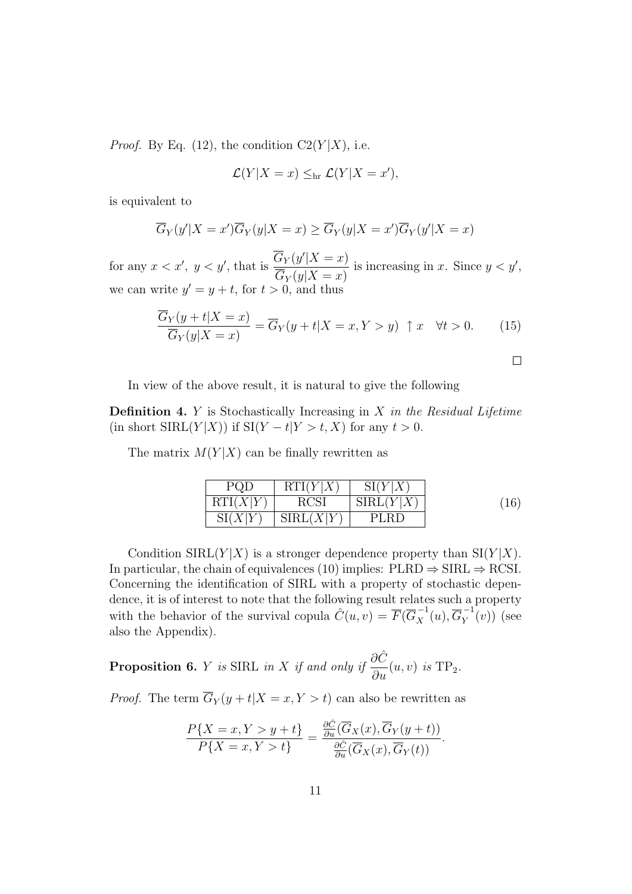*Proof.* By Eq. (12), the condition $\mathrm{C2}(Y|X)$, i.e.

$$\mathcal{L}(Y|X = x) \leq_{\mathrm{hr}} \mathcal{L}(Y|X = x'),$$

is equivalent to

$$\overline{G}_Y(y'|X = x')\overline{G}_Y(y|X = x) \geq \overline{G}_Y(y|X = x')\overline{G}_Y(y'|X = x)$$

for any $x < x',\ y < y'$, that is $\dfrac{\overline{G}_Y(y'|X = x)}{\overline{G}_Y(y|X = x)}$ is increasing in $x$. Since $y < y'$, we can write $y' = y + t$, for $t > 0$, and thus

$$\frac{\overline{G}_Y(y + t|X = x)}{\overline{G}_Y(y|X = x)} = \overline{G}_Y(y + t|X = x, Y > y) \uparrow x \quad \forall t > 0. \tag{15}$$

□

In view of the above result, it is natural to give the following

**Definition 4.** *$Y$ is Stochastically Increasing in $X$ in the Residual Lifetime* (in short $\mathrm{SIRL}(Y|X)$) if $\mathrm{SI}(Y - t|Y > t, X)$ for any $t > 0$.

The matrix $M(Y|X)$ can be finally rewritten as

| PQD | RTI($Y\|X$) | SI($Y\|X$) |
|---|---|---|
| RTI($X\|Y$) | RCSI | SIRL($Y\|X$) |
| SI($X\|Y$) | SIRL($X\|Y$) | PLRD |

(16)

Condition $\mathrm{SIRL}(Y|X)$ is a stronger dependence property than $\mathrm{SI}(Y|X)$. In particular, the chain of equivalences (10) implies: PLRD $\Rightarrow$ SIRL $\Rightarrow$ RCSI. Concerning the identification of SIRL with a property of stochastic dependence, it is of interest to note that the following result relates such a property with the behavior of the survival copula $\hat{C}(u, v) = \overline{F}(\overline{G}_X^{-1}(u), \overline{G}_Y^{-1}(v))$ (see also the Appendix).

**Proposition 6.** *$Y$ is SIRL in $X$ if and only if $\dfrac{\partial \hat{C}}{\partial u}(u, v)$ is $\mathrm{TP}_2$.*

*Proof.* The term $\overline{G}_Y(y + t|X = x, Y > t)$ can also be rewritten as

$$\frac{P\{X = x, Y > y + t\}}{P\{X = x, Y > t\}} = \frac{\frac{\partial \hat{C}}{\partial u}(\overline{G}_X(x), \overline{G}_Y(y + t))}{\frac{\partial \hat{C}}{\partial u}(\overline{G}_X(x), \overline{G}_Y(t))}.$$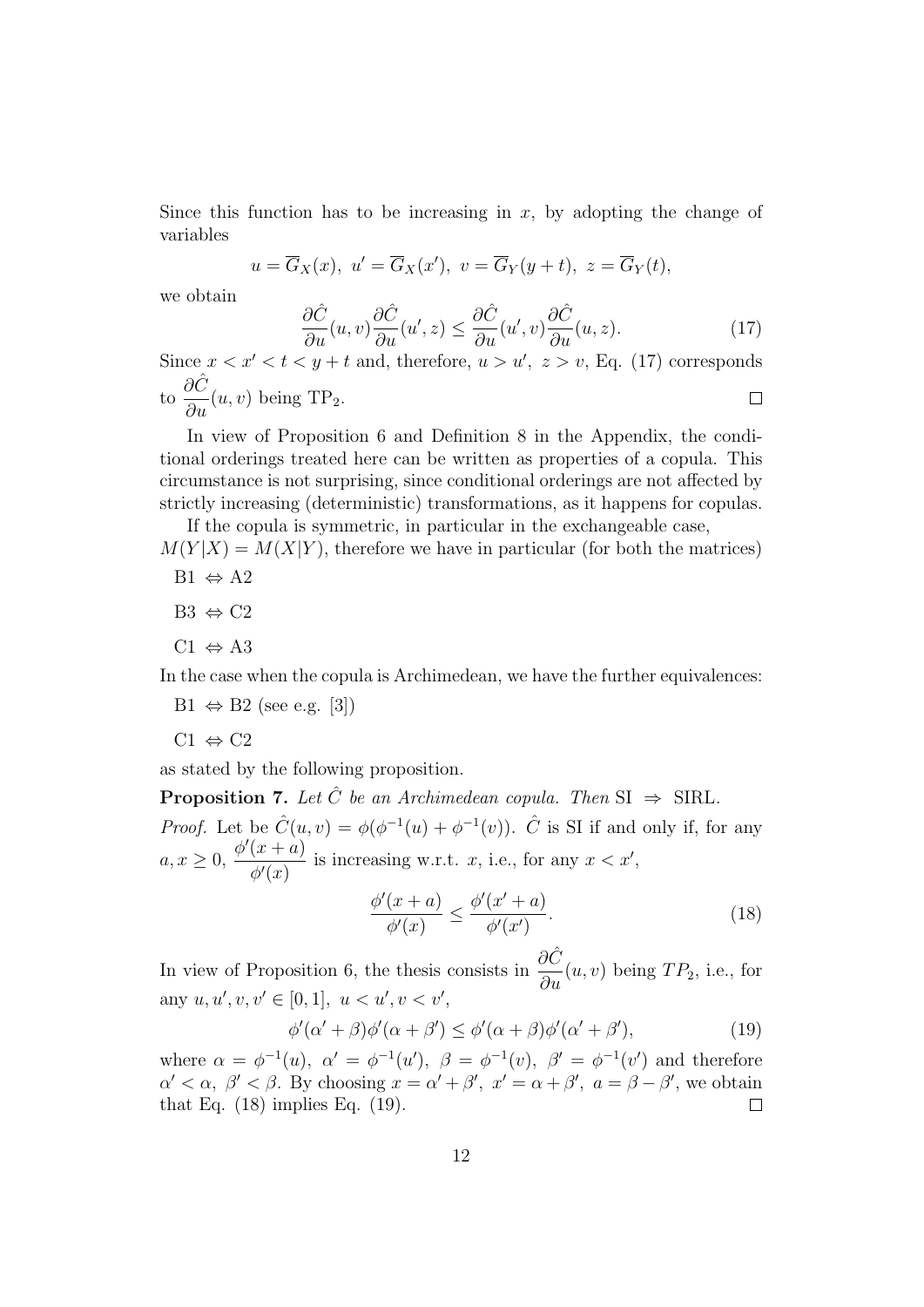Since this function has to be increasing in $x$, by adopting the change of variables

$$u = \overline{G}_X(x),\ u' = \overline{G}_X(x'),\ v = \overline{G}_Y(y+t),\ z = \overline{G}_Y(t),$$

we obtain

$$\frac{\partial \hat{C}}{\partial u}(u,v)\frac{\partial \hat{C}}{\partial u}(u',z) \leq \frac{\partial \hat{C}}{\partial u}(u',v)\frac{\partial \hat{C}}{\partial u}(u,z). \tag{17}$$

Since $x < x' < t < y + t$ and, therefore, $u > u',\ z > v$, Eq. (17) corresponds to $\dfrac{\partial \hat{C}}{\partial u}(u,v)$ being $\mathrm{TP}_2$. $\square$

In view of Proposition 6 and Definition 8 in the Appendix, the conditional orderings treated here can be written as properties of a copula. This circumstance is not surprising, since conditional orderings are not affected by strictly increasing (deterministic) transformations, as it happens for copulas.

If the copula is symmetric, in particular in the exchangeable case, $M(Y|X) = M(X|Y)$, therefore we have in particular (for both the matrices)

B1 $\Leftrightarrow$ A2

B3 $\Leftrightarrow$ C2

C1 $\Leftrightarrow$ A3

In the case when the copula is Archimedean, we have the further equivalences:

B1 $\Leftrightarrow$ B2 (see e.g. [3])

C1 $\Leftrightarrow$ C2

as stated by the following proposition.

**Proposition 7.** *Let $\hat{C}$ be an Archimedean copula. Then* SI $\Rightarrow$ SIRL.

*Proof.* Let be $\hat{C}(u,v) = \phi(\phi^{-1}(u) + \phi^{-1}(v))$. $\hat{C}$ is SI if and only if, for any $a, x \geq 0$, $\dfrac{\phi'(x+a)}{\phi'(x)}$ is increasing w.r.t. $x$, i.e., for any $x < x'$,

$$\frac{\phi'(x+a)}{\phi'(x)} \leq \frac{\phi'(x'+a)}{\phi'(x')}. \tag{18}$$

In view of Proposition 6, the thesis consists in $\dfrac{\partial \hat{C}}{\partial u}(u,v)$ being $TP_2$, i.e., for any $u, u', v, v' \in [0,1],\ u < u', v < v'$,

$$\phi'(\alpha' + \beta)\phi'(\alpha + \beta') \leq \phi'(\alpha + \beta)\phi'(\alpha' + \beta'), \tag{19}$$

where $\alpha = \phi^{-1}(u),\ \alpha' = \phi^{-1}(u'),\ \beta = \phi^{-1}(v),\ \beta' = \phi^{-1}(v')$ and therefore $\alpha' < \alpha,\ \beta' < \beta$. By choosing $x = \alpha' + \beta',\ x' = \alpha + \beta',\ a = \beta - \beta'$, we obtain that Eq. (18) implies Eq. (19). $\square$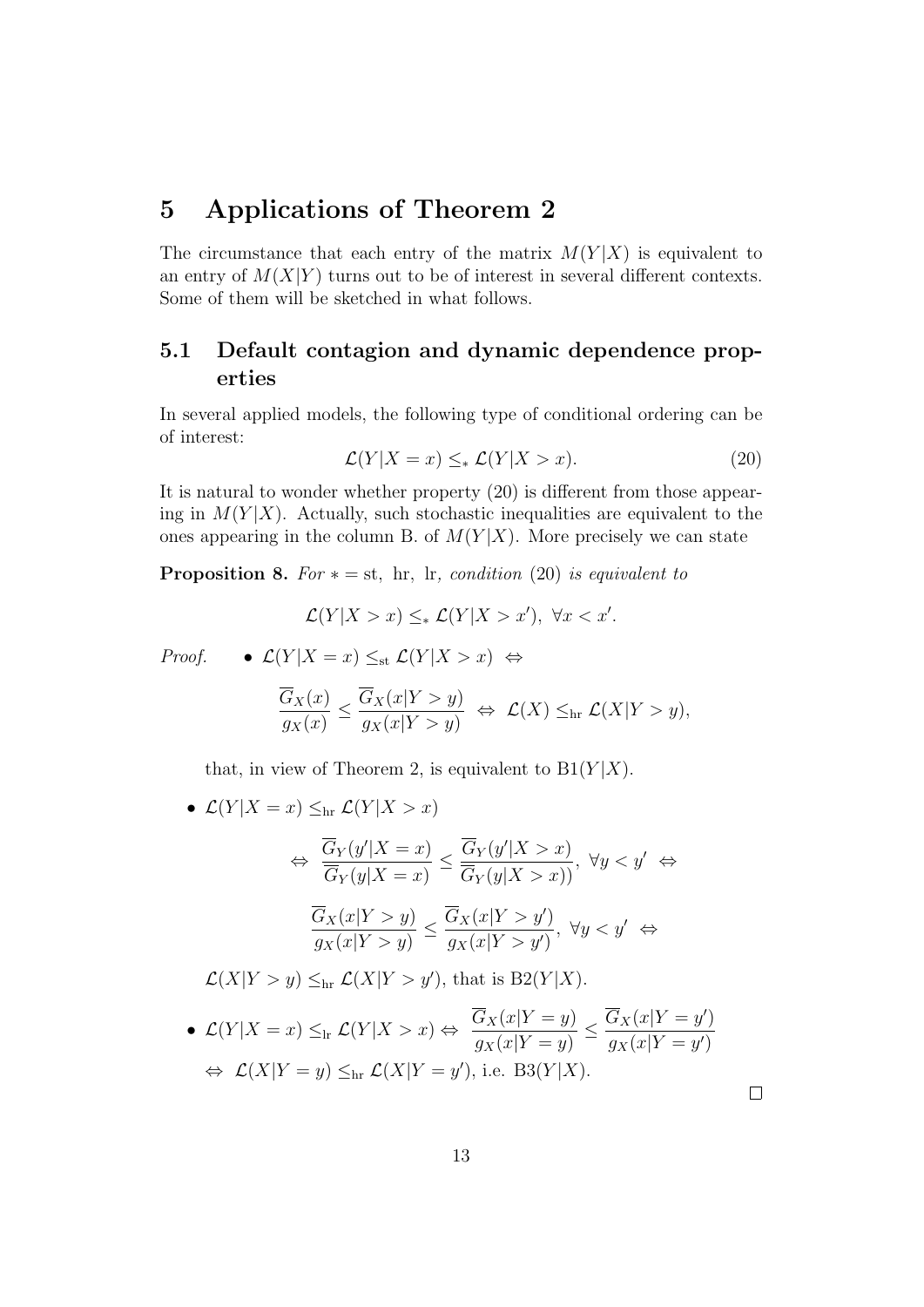# 5 Applications of Theorem 2

The circumstance that each entry of the matrix $M(Y|X)$ is equivalent to an entry of $M(X|Y)$ turns out to be of interest in several different contexts. Some of them will be sketched in what follows.

## 5.1 Default contagion and dynamic dependence properties

In several applied models, the following type of conditional ordering can be of interest:

$$\mathcal{L}(Y|X = x) \leq_* \mathcal{L}(Y|X > x). \tag{20}$$

It is natural to wonder whether property (20) is different from those appearing in $M(Y|X)$. Actually, such stochastic inequalities are equivalent to the ones appearing in the column B. of $M(Y|X)$. More precisely we can state

**Proposition 8.** *For* $* = \text{st, hr, lr}$*, condition* (20) *is equivalent to*

$$\mathcal{L}(Y|X > x) \leq_* \mathcal{L}(Y|X > x'),\ \forall x < x'.$$

*Proof.*

- $\mathcal{L}(Y|X = x) \leq_{\text{st}} \mathcal{L}(Y|X > x) \ \Leftrightarrow$

$$\frac{\overline{G}_X(x)}{g_X(x)} \leq \frac{\overline{G}_X(x|Y > y)}{g_X(x|Y > y)} \ \Leftrightarrow\ \mathcal{L}(X) \leq_{\text{hr}} \mathcal{L}(X|Y > y),$$

  that, in view of Theorem 2, is equivalent to $\text{B1}(Y|X)$.

- $\mathcal{L}(Y|X = x) \leq_{\text{hr}} \mathcal{L}(Y|X > x)$

$$\Leftrightarrow\ \frac{\overline{G}_Y(y'|X = x)}{\overline{G}_Y(y|X = x)} \leq \frac{\overline{G}_Y(y'|X > x)}{\overline{G}_Y(y|X > x))},\ \forall y < y' \ \Leftrightarrow$$

$$\frac{\overline{G}_X(x|Y > y)}{g_X(x|Y > y)} \leq \frac{\overline{G}_X(x|Y > y')}{g_X(x|Y > y')},\ \forall y < y' \ \Leftrightarrow$$

  $\mathcal{L}(X|Y > y) \leq_{\text{hr}} \mathcal{L}(X|Y > y')$, that is $\text{B2}(Y|X)$.

- $\mathcal{L}(Y|X = x) \leq_{\text{lr}} \mathcal{L}(Y|X > x) \Leftrightarrow \dfrac{\overline{G}_X(x|Y = y)}{g_X(x|Y = y)} \leq \dfrac{\overline{G}_X(x|Y = y')}{g_X(x|Y = y')}$
  $\Leftrightarrow\ \mathcal{L}(X|Y = y) \leq_{\text{hr}} \mathcal{L}(X|Y = y')$, i.e. $\text{B3}(Y|X)$.

$\square$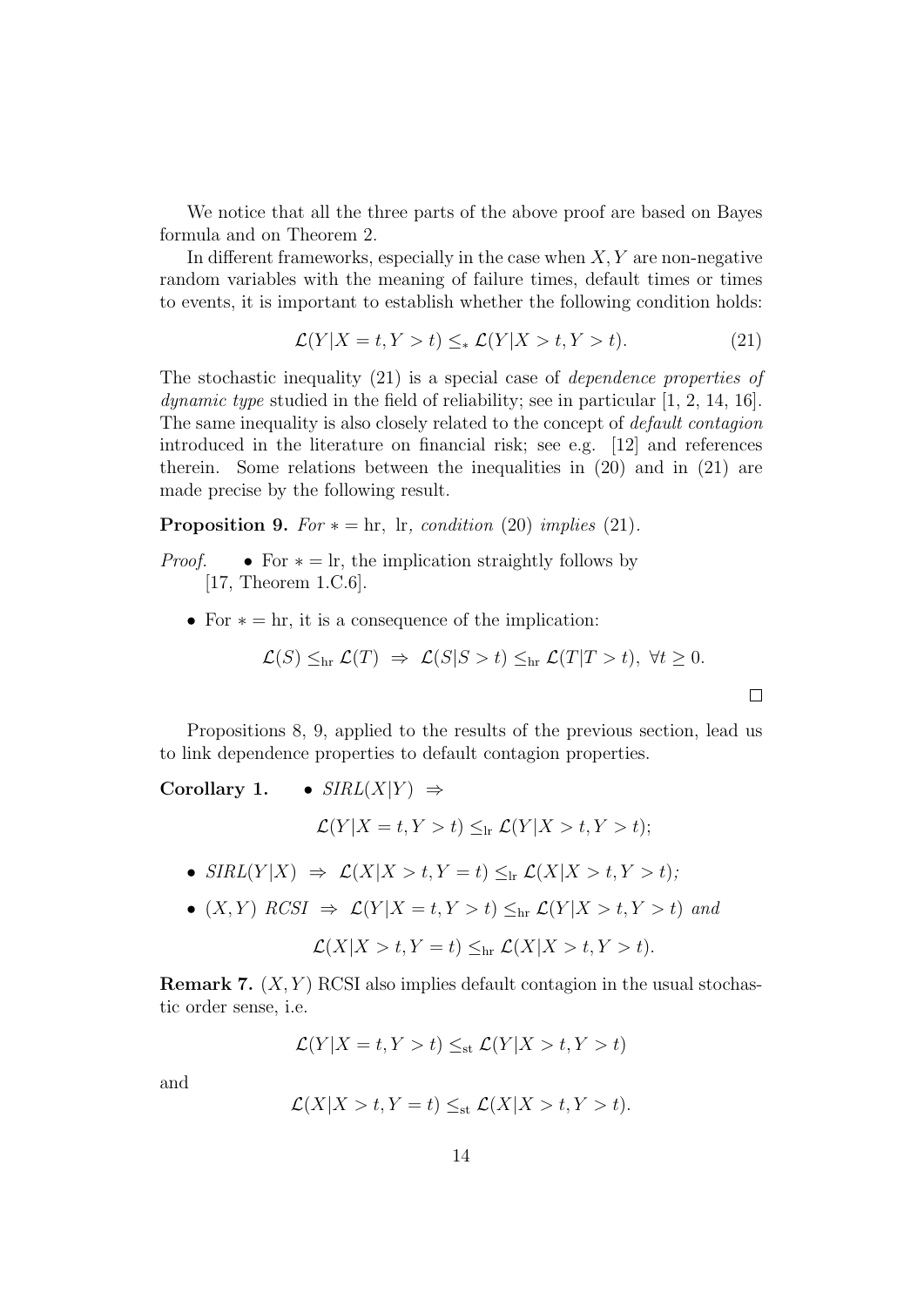We notice that all the three parts of the above proof are based on Bayes formula and on Theorem 2.

In different frameworks, especially in the case when $X, Y$ are non-negative random variables with the meaning of failure times, default times or times to events, it is important to establish whether the following condition holds:

$$\mathcal{L}(Y|X = t, Y > t) \leq_* \mathcal{L}(Y|X > t, Y > t). \tag{21}$$

The stochastic inequality (21) is a special case of *dependence properties of dynamic type* studied in the field of reliability; see in particular [1, 2, 14, 16]. The same inequality is also closely related to the concept of *default contagion* introduced in the literature on financial risk; see e.g. [12] and references therein. Some relations between the inequalities in (20) and in (21) are made precise by the following result.

**Proposition 9.** *For* $* = \text{hr}, \text{ lr}$*, condition* (20) *implies* (21)*.*

*Proof.*

- For $* = \text{lr}$, the implication straightly follows by [17, Theorem 1.C.6].
- For $* = \text{hr}$, it is a consequence of the implication:

$$\mathcal{L}(S) \leq_{\text{hr}} \mathcal{L}(T) \ \Rightarrow \ \mathcal{L}(S|S > t) \leq_{\text{hr}} \mathcal{L}(T|T > t), \ \forall t \geq 0.$$

□

Propositions 8, 9, applied to the results of the previous section, lead us to link dependence properties to default contagion properties.

**Corollary 1.**

- *SIRL*$(X|Y) \ \Rightarrow$

$$\mathcal{L}(Y|X = t, Y > t) \leq_{\text{lr}} \mathcal{L}(Y|X > t, Y > t);$$

- *SIRL*$(Y|X) \ \Rightarrow \ \mathcal{L}(X|X > t, Y = t) \leq_{\text{lr}} \mathcal{L}(X|X > t, Y > t)$*;*
- $(X, Y)$ *RCSI* $\ \Rightarrow \ \mathcal{L}(Y|X = t, Y > t) \leq_{\text{hr}} \mathcal{L}(Y|X > t, Y > t)$ *and*

$$\mathcal{L}(X|X > t, Y = t) \leq_{\text{hr}} \mathcal{L}(X|X > t, Y > t).$$

**Remark 7.** $(X, Y)$ RCSI also implies default contagion in the usual stochastic order sense, i.e.

$$\mathcal{L}(Y|X = t, Y > t) \leq_{\text{st}} \mathcal{L}(Y|X > t, Y > t)$$

and

$$\mathcal{L}(X|X > t, Y = t) \leq_{\text{st}} \mathcal{L}(X|X > t, Y > t).$$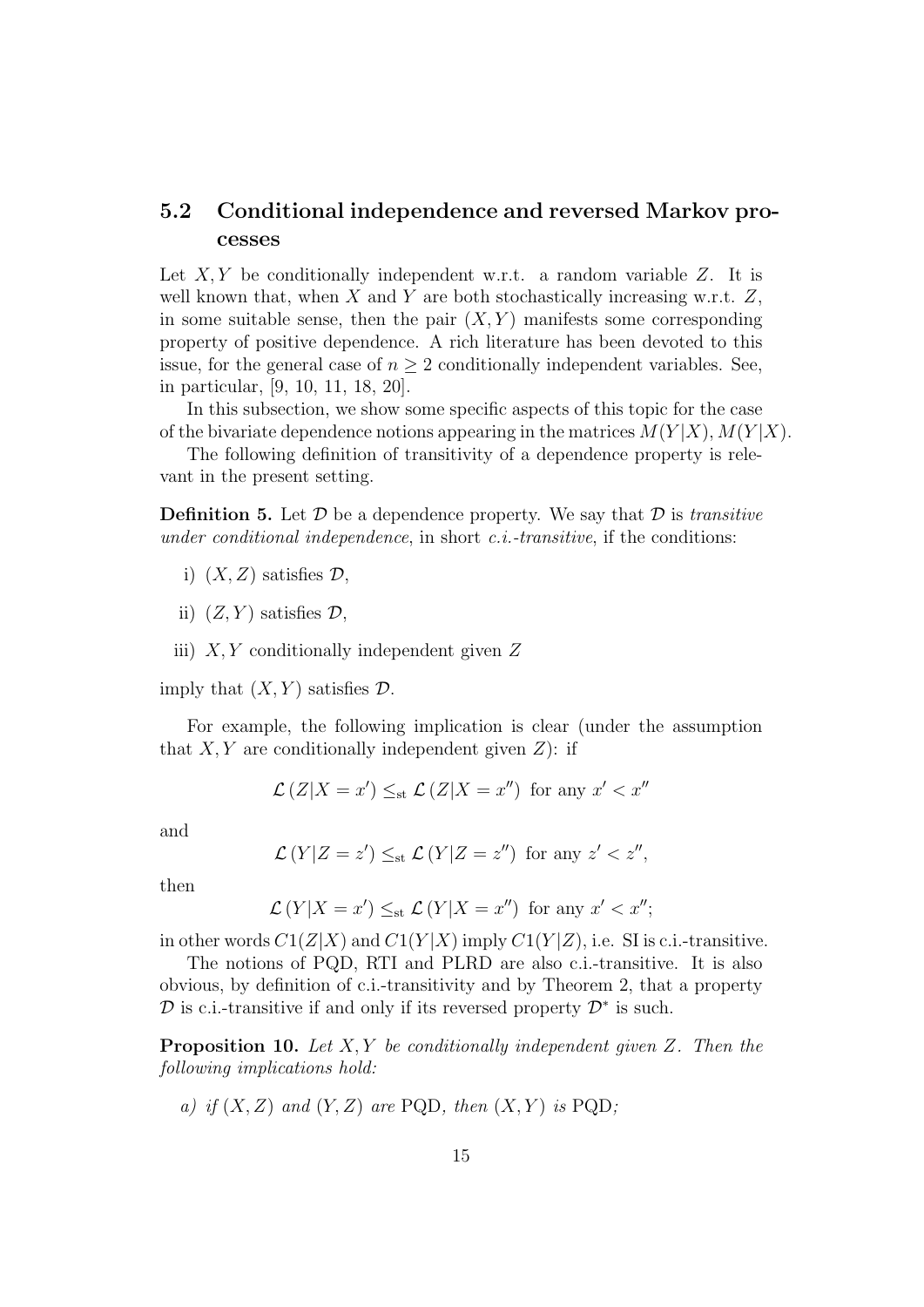### 5.2 Conditional independence and reversed Markov processes

Let $X, Y$ be conditionally independent w.r.t. a random variable $Z$. It is well known that, when $X$ and $Y$ are both stochastically increasing w.r.t. $Z$, in some suitable sense, then the pair $(X, Y)$ manifests some corresponding property of positive dependence. A rich literature has been devoted to this issue, for the general case of $n \geq 2$ conditionally independent variables. See, in particular, [9, 10, 11, 18, 20].

In this subsection, we show some specific aspects of this topic for the case of the bivariate dependence notions appearing in the matrices $M(Y|X), M(Y|X)$.

The following definition of transitivity of a dependence property is relevant in the present setting.

**Definition 5.** Let $\mathcal{D}$ be a dependence property. We say that $\mathcal{D}$ is *transitive under conditional independence*, in short *c.i.-transitive*, if the conditions:

i) $(X, Z)$ satisfies $\mathcal{D}$,

ii) $(Z, Y)$ satisfies $\mathcal{D}$,

iii) $X, Y$ conditionally independent given $Z$

imply that $(X, Y)$ satisfies $\mathcal{D}$.

For example, the following implication is clear (under the assumption that $X, Y$ are conditionally independent given $Z$): if

$$\mathcal{L}(Z|X = x') \leq_{\text{st}} \mathcal{L}(Z|X = x'') \text{ for any } x' < x''$$

and

$$\mathcal{L}(Y|Z = z') \leq_{\text{st}} \mathcal{L}(Y|Z = z'') \text{ for any } z' < z'',$$

then

$$\mathcal{L}(Y|X = x') \leq_{\text{st}} \mathcal{L}(Y|X = x'') \text{ for any } x' < x'';$$

in other words $C1(Z|X)$ and $C1(Y|X)$ imply $C1(Y|Z)$, i.e. SI is c.i.-transitive.

The notions of PQD, RTI and PLRD are also c.i.-transitive. It is also obvious, by definition of c.i.-transitivity and by Theorem 2, that a property $\mathcal{D}$ is c.i.-transitive if and only if its reversed property $\mathcal{D}^*$ is such.

**Proposition 10.** *Let $X, Y$ be conditionally independent given $Z$. Then the following implications hold:*

*a) if $(X, Z)$ and $(Y, Z)$ are* PQD*, then $(X, Y)$ is* PQD*;*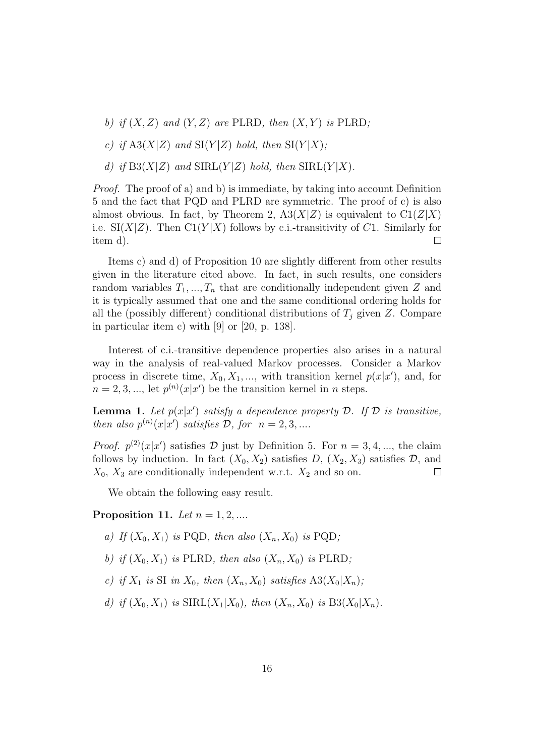*b) if* $(X, Z)$ *and* $(Y, Z)$ *are* PLRD*, then* $(X, Y)$ *is* PLRD*;*

*c) if* $\mathrm{A3}(X|Z)$ *and* $\mathrm{SI}(Y|Z)$ *hold, then* $\mathrm{SI}(Y|X)$*;*

*d) if* $\mathrm{B3}(X|Z)$ *and* $\mathrm{SIRL}(Y|Z)$ *hold, then* $\mathrm{SIRL}(Y|X)$*.*

*Proof.* The proof of a) and b) is immediate, by taking into account Definition 5 and the fact that PQD and PLRD are symmetric. The proof of c) is also almost obvious. In fact, by Theorem 2, $\mathrm{A3}(X|Z)$ is equivalent to $\mathrm{C1}(Z|X)$ i.e. $\mathrm{SI}(X|Z)$. Then $\mathrm{C1}(Y|X)$ follows by c.i.-transitivity of $C1$. Similarly for item d). $\square$

Items c) and d) of Proposition 10 are slightly different from other results given in the literature cited above. In fact, in such results, one considers random variables $T_1, ..., T_n$ that are conditionally independent given $Z$ and it is typically assumed that one and the same conditional ordering holds for all the (possibly different) conditional distributions of $T_j$ given $Z$. Compare in particular item c) with [9] or [20, p. 138].

Interest of c.i.-transitive dependence properties also arises in a natural way in the analysis of real-valued Markov processes. Consider a Markov process in discrete time, $X_0, X_1, ...,$ with transition kernel $p(x|x')$, and, for $n = 2, 3, ...,$ let $p^{(n)}(x|x')$ be the transition kernel in $n$ steps.

**Lemma 1.** *Let* $p(x|x')$ *satisfy a dependence property* $\mathcal{D}$*. If* $\mathcal{D}$ *is transitive, then also* $p^{(n)}(x|x')$ *satisfies* $\mathcal{D}$*, for* $n = 2, 3, ....$

*Proof.* $p^{(2)}(x|x')$ satisfies $\mathcal{D}$ just by Definition 5. For $n = 3, 4, ...,$ the claim follows by induction. In fact $(X_0, X_2)$ satisfies $D$, $(X_2, X_3)$ satisfies $\mathcal{D}$, and $X_0$, $X_3$ are conditionally independent w.r.t. $X_2$ and so on. $\square$

We obtain the following easy result.

**Proposition 11.** *Let* $n = 1, 2, ....$

*a) If* $(X_0, X_1)$ *is* PQD*, then also* $(X_n, X_0)$ *is* PQD*;*

*b) if* $(X_0, X_1)$ *is* PLRD*, then also* $(X_n, X_0)$ *is* PLRD*;*

*c) if* $X_1$ *is* SI *in* $X_0$*, then* $(X_n, X_0)$ *satisfies* $\mathrm{A3}(X_0|X_n)$*;*

*d) if* $(X_0, X_1)$ *is* $\mathrm{SIRL}(X_1|X_0)$*, then* $(X_n, X_0)$ *is* $\mathrm{B3}(X_0|X_n)$*.*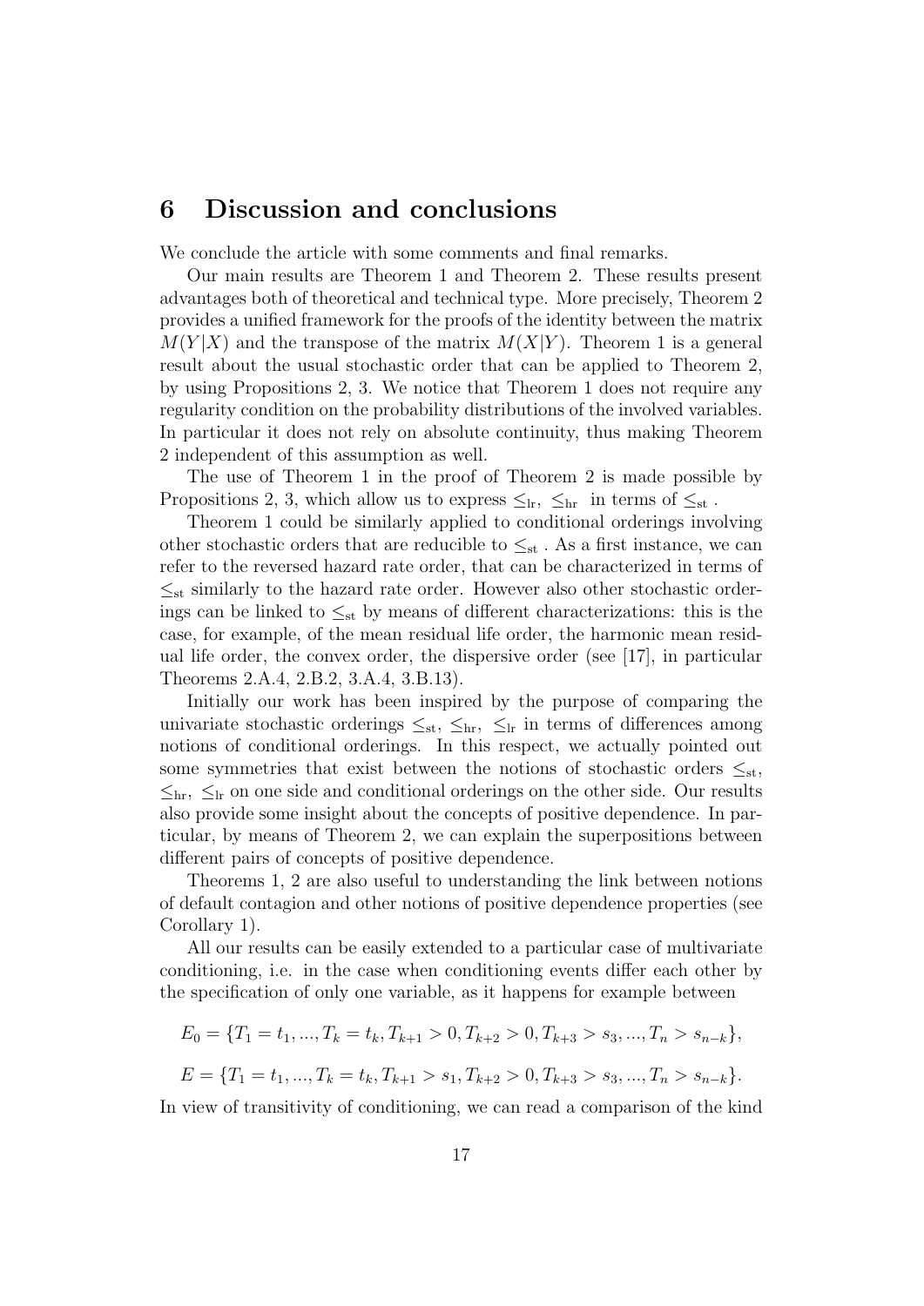## 6 Discussion and conclusions

We conclude the article with some comments and final remarks.

Our main results are Theorem 1 and Theorem 2. These results present advantages both of theoretical and technical type. More precisely, Theorem 2 provides a unified framework for the proofs of the identity between the matrix $M(Y|X)$ and the transpose of the matrix $M(X|Y)$. Theorem 1 is a general result about the usual stochastic order that can be applied to Theorem 2, by using Propositions 2, 3. We notice that Theorem 1 does not require any regularity condition on the probability distributions of the involved variables. In particular it does not rely on absolute continuity, thus making Theorem 2 independent of this assumption as well.

The use of Theorem 1 in the proof of Theorem 2 is made possible by Propositions 2, 3, which allow us to express $\leq_{\mathrm{lr}}$, $\leq_{\mathrm{hr}}$ in terms of $\leq_{\mathrm{st}}$.

Theorem 1 could be similarly applied to conditional orderings involving other stochastic orders that are reducible to $\leq_{\mathrm{st}}$. As a first instance, we can refer to the reversed hazard rate order, that can be characterized in terms of $\leq_{\mathrm{st}}$ similarly to the hazard rate order. However also other stochastic orderings can be linked to $\leq_{\mathrm{st}}$ by means of different characterizations: this is the case, for example, of the mean residual life order, the harmonic mean residual life order, the convex order, the dispersive order (see [17], in particular Theorems 2.A.4, 2.B.2, 3.A.4, 3.B.13).

Initially our work has been inspired by the purpose of comparing the univariate stochastic orderings $\leq_{\mathrm{st}}$, $\leq_{\mathrm{hr}}$, $\leq_{\mathrm{lr}}$ in terms of differences among notions of conditional orderings. In this respect, we actually pointed out some symmetries that exist between the notions of stochastic orders $\leq_{\mathrm{st}}$, $\leq_{\mathrm{hr}}$, $\leq_{\mathrm{lr}}$ on one side and conditional orderings on the other side. Our results also provide some insight about the concepts of positive dependence. In particular, by means of Theorem 2, we can explain the superpositions between different pairs of concepts of positive dependence.

Theorems 1, 2 are also useful to understanding the link between notions of default contagion and other notions of positive dependence properties (see Corollary 1).

All our results can be easily extended to a particular case of multivariate conditioning, i.e. in the case when conditioning events differ each other by the specification of only one variable, as it happens for example between

$$E_0 = \{T_1 = t_1, ..., T_k = t_k, T_{k+1} > 0, T_{k+2} > 0, T_{k+3} > s_3, ..., T_n > s_{n-k}\},$$

$$E = \{T_1 = t_1, ..., T_k = t_k, T_{k+1} > s_1, T_{k+2} > 0, T_{k+3} > s_3, ..., T_n > s_{n-k}\}.$$

In view of transitivity of conditioning, we can read a comparison of the kind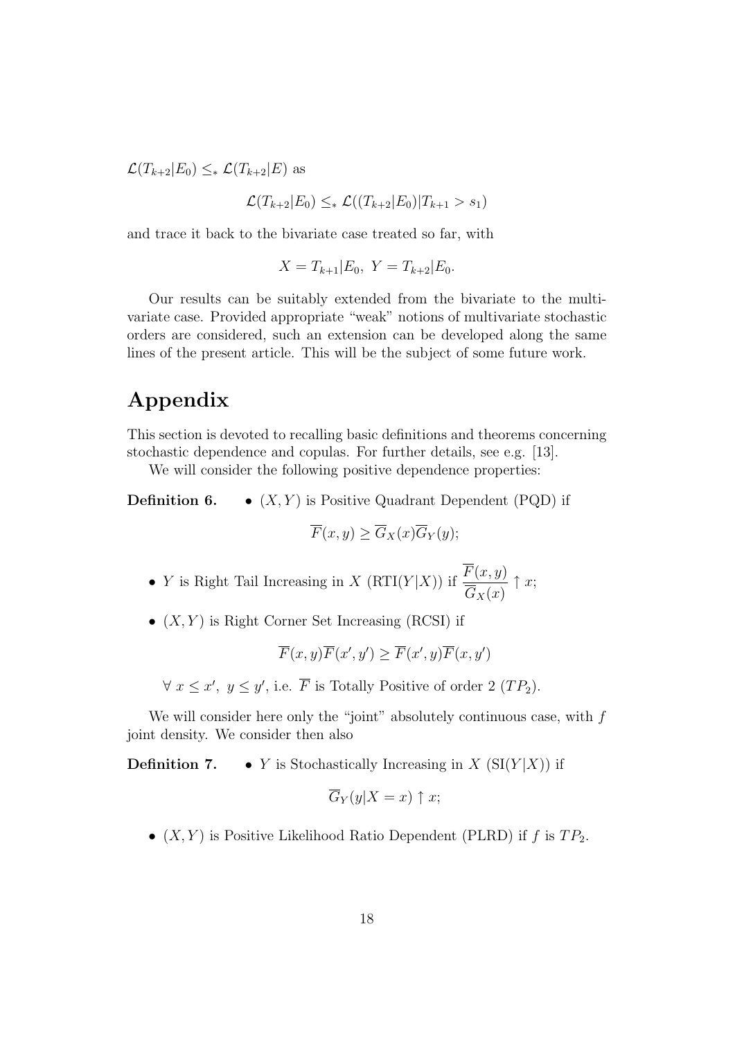$\mathcal{L}(T_{k+2}|E_0) \leq_* \mathcal{L}(T_{k+2}|E)$ as

$$\mathcal{L}(T_{k+2}|E_0) \leq_* \mathcal{L}((T_{k+2}|E_0)|T_{k+1} > s_1)$$

and trace it back to the bivariate case treated so far, with

$$X = T_{k+1}|E_0,\ Y = T_{k+2}|E_0.$$

Our results can be suitably extended from the bivariate to the multivariate case. Provided appropriate "weak" notions of multivariate stochastic orders are considered, such an extension can be developed along the same lines of the present article. This will be the subject of some future work.

# Appendix

This section is devoted to recalling basic definitions and theorems concerning stochastic dependence and copulas. For further details, see e.g. [13].

We will consider the following positive dependence properties:

**Definition 6.**

- $(X, Y)$ is Positive Quadrant Dependent (PQD) if

$$\overline{F}(x, y) \geq \overline{G}_X(x)\overline{G}_Y(y);$$

- $Y$ is Right Tail Increasing in $X$ (RTI($Y|X$)) if $\dfrac{\overline{F}(x, y)}{\overline{G}_X(x)} \uparrow x$;

- $(X, Y)$ is Right Corner Set Increasing (RCSI) if

$$\overline{F}(x, y)\overline{F}(x', y') \geq \overline{F}(x', y)\overline{F}(x, y')$$

$\forall\ x \leq x',\ y \leq y'$, i.e. $\overline{F}$ is Totally Positive of order 2 ($TP_2$).

We will consider here only the "joint" absolutely continuous case, with $f$ joint density. We consider then also

**Definition 7.**

- $Y$ is Stochastically Increasing in $X$ (SI($Y|X$)) if

$$\overline{G}_Y(y|X = x) \uparrow x;$$

- $(X, Y)$ is Positive Likelihood Ratio Dependent (PLRD) if $f$ is $TP_2$.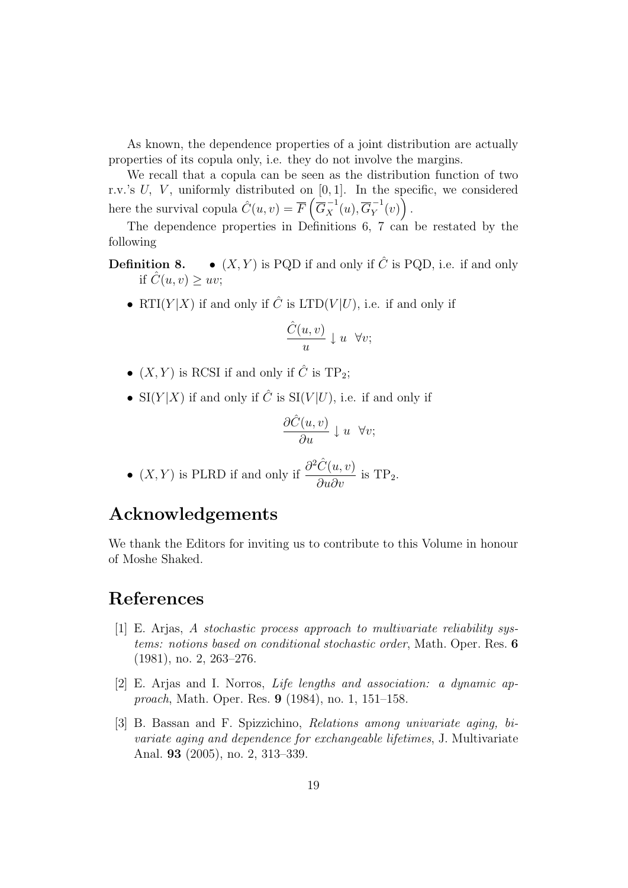As known, the dependence properties of a joint distribution are actually properties of its copula only, i.e. they do not involve the margins.

We recall that a copula can be seen as the distribution function of two r.v.'s $U$, $V$, uniformly distributed on $[0,1]$. In the specific, we considered here the survival copula $\hat{C}(u,v) = \overline{F}\left(\overline{G}_X^{-1}(u), \overline{G}_Y^{-1}(v)\right)$.

The dependence properties in Definitions 6, 7 can be restated by the following

**Definition 8.**

- $(X,Y)$ is PQD if and only if $\hat{C}$ is PQD, i.e. if and only if $\hat{C}(u,v) \geq uv$;
- RTI$(Y|X)$ if and only if $\hat{C}$ is LTD$(V|U)$, i.e. if and only if

$$\frac{\hat{C}(u,v)}{u} \downarrow u \quad \forall v;$$

- $(X,Y)$ is RCSI if and only if $\hat{C}$ is TP$_2$;
- SI$(Y|X)$ if and only if $\hat{C}$ is SI$(V|U)$, i.e. if and only if

$$\frac{\partial \hat{C}(u,v)}{\partial u} \downarrow u \quad \forall v;$$

- $(X,Y)$ is PLRD if and only if $\dfrac{\partial^2 \hat{C}(u,v)}{\partial u \partial v}$ is TP$_2$.

## Acknowledgements

We thank the Editors for inviting us to contribute to this Volume in honour of Moshe Shaked.

## References

[1] E. Arjas, *A stochastic process approach to multivariate reliability systems: notions based on conditional stochastic order*, Math. Oper. Res. **6** (1981), no. 2, 263–276.

[2] E. Arjas and I. Norros, *Life lengths and association: a dynamic approach*, Math. Oper. Res. **9** (1984), no. 1, 151–158.

[3] B. Bassan and F. Spizzichino, *Relations among univariate aging, bivariate aging and dependence for exchangeable lifetimes*, J. Multivariate Anal. **93** (2005), no. 2, 313–339.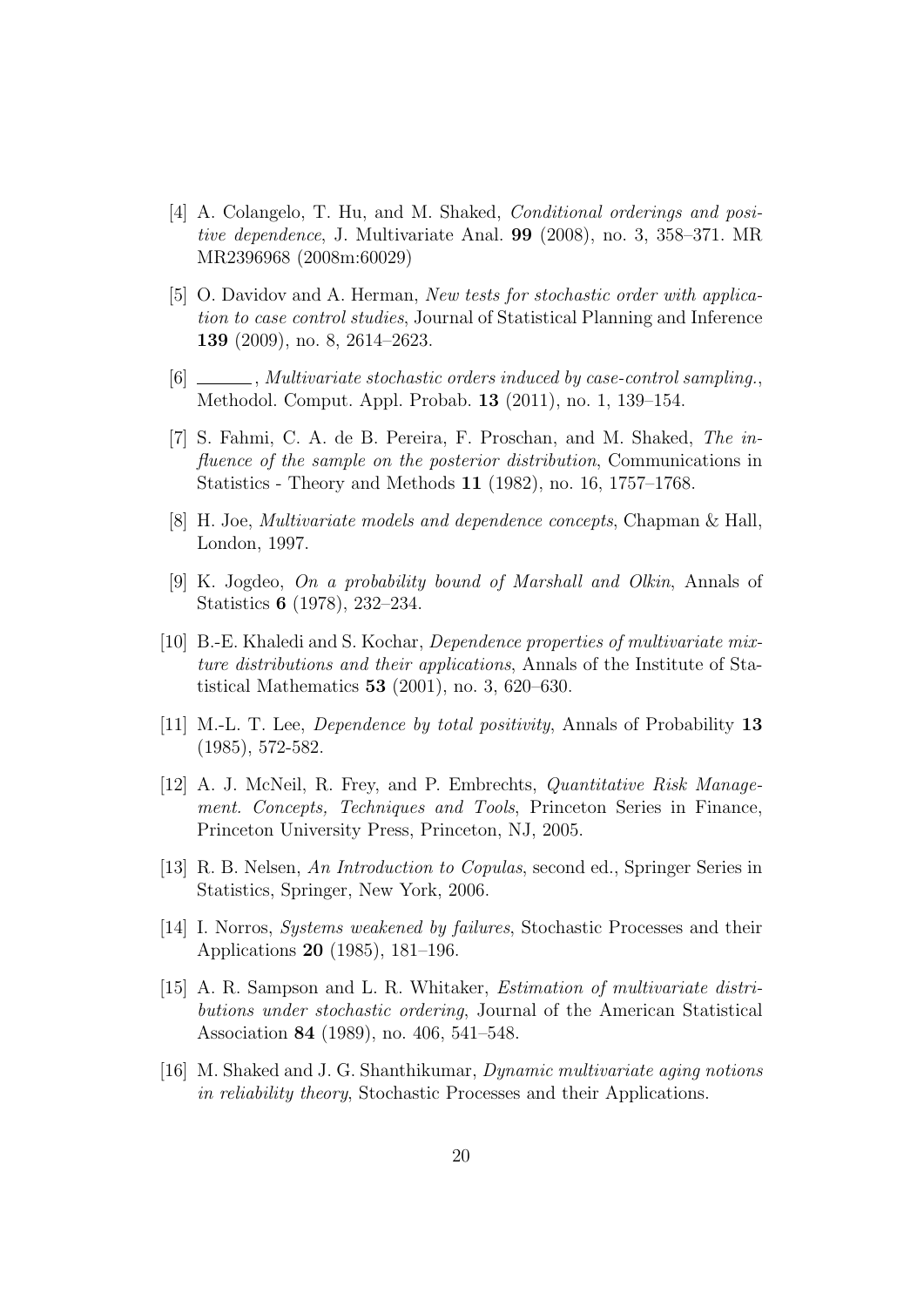[4] A. Colangelo, T. Hu, and M. Shaked, *Conditional orderings and positive dependence*, J. Multivariate Anal. **99** (2008), no. 3, 358–371. MR MR2396968 (2008m:60029)

[5] O. Davidov and A. Herman, *New tests for stochastic order with application to case control studies*, Journal of Statistical Planning and Inference **139** (2009), no. 8, 2614–2623.

[6] ______, *Multivariate stochastic orders induced by case-control sampling.*, Methodol. Comput. Appl. Probab. **13** (2011), no. 1, 139–154.

[7] S. Fahmi, C. A. de B. Pereira, F. Proschan, and M. Shaked, *The influence of the sample on the posterior distribution*, Communications in Statistics - Theory and Methods **11** (1982), no. 16, 1757–1768.

[8] H. Joe, *Multivariate models and dependence concepts*, Chapman & Hall, London, 1997.

[9] K. Jogdeo, *On a probability bound of Marshall and Olkin*, Annals of Statistics **6** (1978), 232–234.

[10] B.-E. Khaledi and S. Kochar, *Dependence properties of multivariate mixture distributions and their applications*, Annals of the Institute of Statistical Mathematics **53** (2001), no. 3, 620–630.

[11] M.-L. T. Lee, *Dependence by total positivity*, Annals of Probability **13** (1985), 572-582.

[12] A. J. McNeil, R. Frey, and P. Embrechts, *Quantitative Risk Management. Concepts, Techniques and Tools*, Princeton Series in Finance, Princeton University Press, Princeton, NJ, 2005.

[13] R. B. Nelsen, *An Introduction to Copulas*, second ed., Springer Series in Statistics, Springer, New York, 2006.

[14] I. Norros, *Systems weakened by failures*, Stochastic Processes and their Applications **20** (1985), 181–196.

[15] A. R. Sampson and L. R. Whitaker, *Estimation of multivariate distributions under stochastic ordering*, Journal of the American Statistical Association **84** (1989), no. 406, 541–548.

[16] M. Shaked and J. G. Shanthikumar, *Dynamic multivariate aging notions in reliability theory*, Stochastic Processes and their Applications.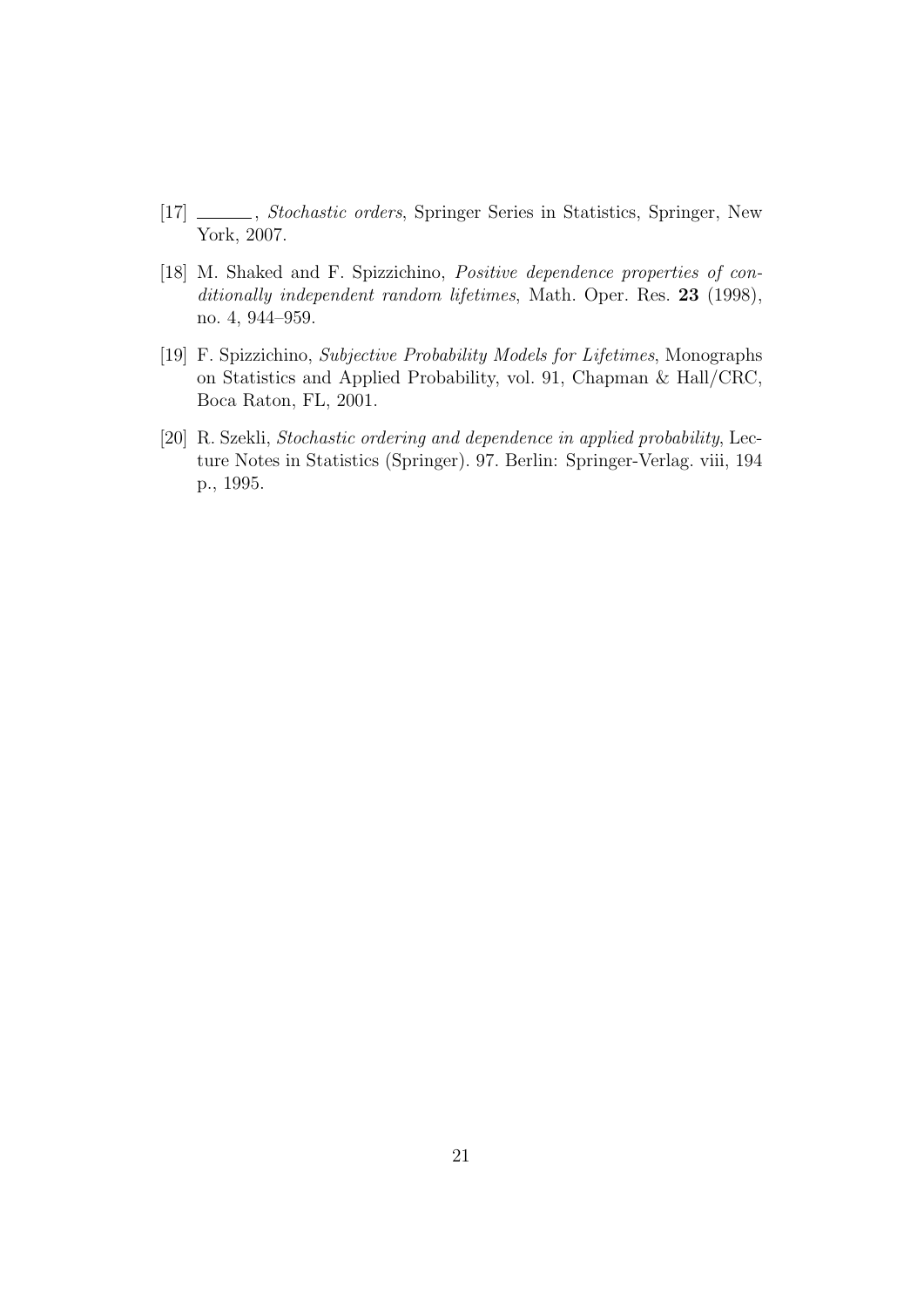[17] ———, *Stochastic orders*, Springer Series in Statistics, Springer, New York, 2007.

[18] M. Shaked and F. Spizzichino, *Positive dependence properties of conditionally independent random lifetimes*, Math. Oper. Res. **23** (1998), no. 4, 944–959.

[19] F. Spizzichino, *Subjective Probability Models for Lifetimes*, Monographs on Statistics and Applied Probability, vol. 91, Chapman & Hall/CRC, Boca Raton, FL, 2001.

[20] R. Szekli, *Stochastic ordering and dependence in applied probability*, Lecture Notes in Statistics (Springer). 97. Berlin: Springer-Verlag. viii, 194 p., 1995.